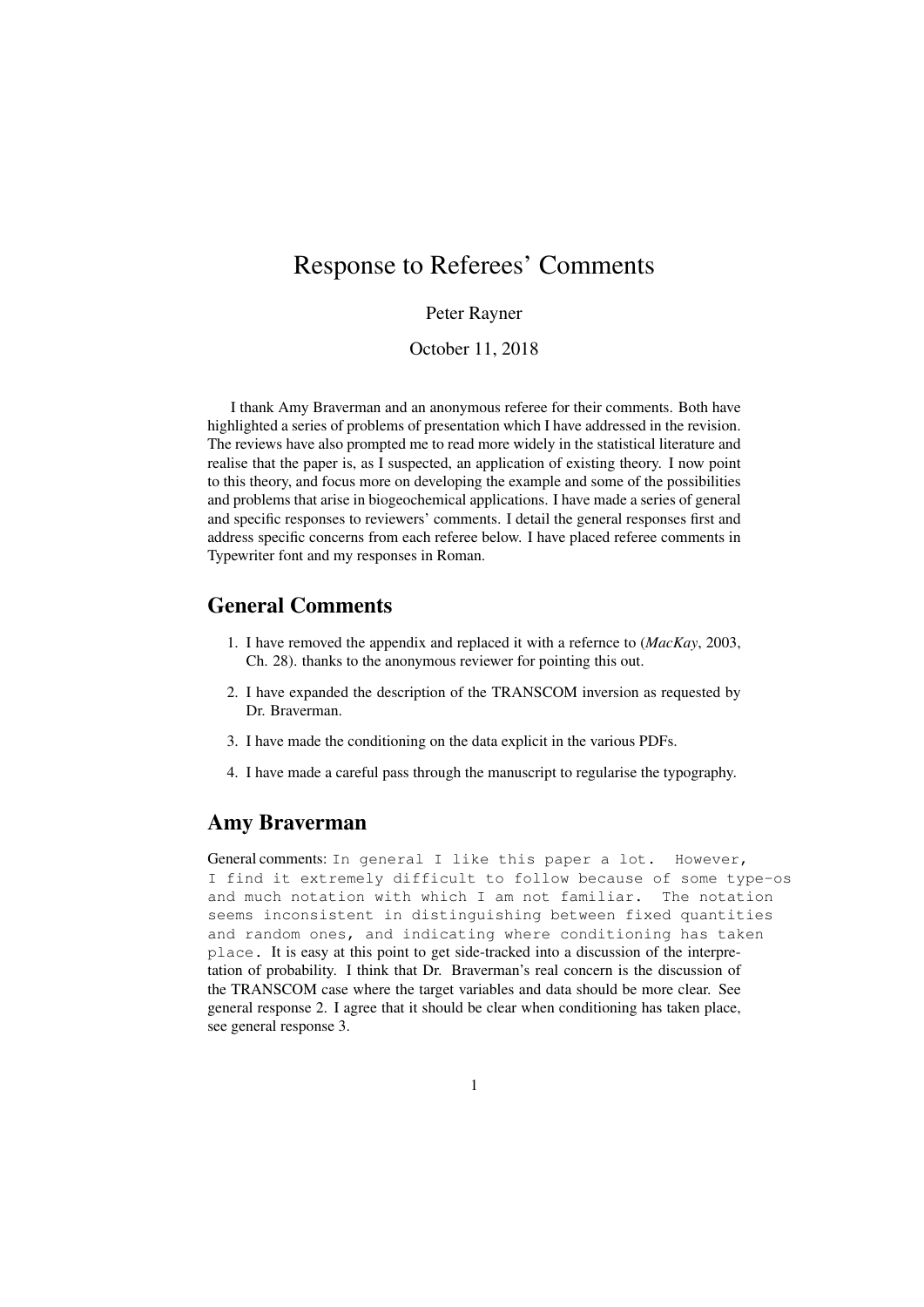# Response to Referees' Comments

Peter Rayner

October 11, 2018

I thank Amy Braverman and an anonymous referee for their comments. Both have highlighted a series of problems of presentation which I have addressed in the revision. The reviews have also prompted me to read more widely in the statistical literature and realise that the paper is, as I suspected, an application of existing theory. I now point to this theory, and focus more on developing the example and some of the possibilities and problems that arise in biogeochemical applications. I have made a series of general and specific responses to reviewers' comments. I detail the general responses first and address specific concerns from each referee below. I have placed referee comments in Typewriter font and my responses in Roman.

## General Comments

1. I have removed the appendix and replaced it with a refernce to (*MacKay*, 2003, Ch. 28). thanks to the anonymous reviewer for pointing this out.
2. I have expanded the description of the TRANSCOM inversion as requested by Dr. Braverman.
3. I have made the conditioning on the data explicit in the various PDFs.
4. I have made a careful pass through the manuscript to regularise the typography.

## Amy Braverman

General comments: `In general I like this paper a lot. However, I find it extremely difficult to follow because of some type-os and much notation with which I am not familiar. The notation seems inconsistent in distinguishing between fixed quantities and random ones, and indicating where conditioning has taken place.` It is easy at this point to get side-tracked into a discussion of the interpretation of probability. I think that Dr. Braverman's real concern is the discussion of the TRANSCOM case where the target variables and data should be more clear. See general response 2. I agree that it should be clear when conditioning has taken place, see general response 3.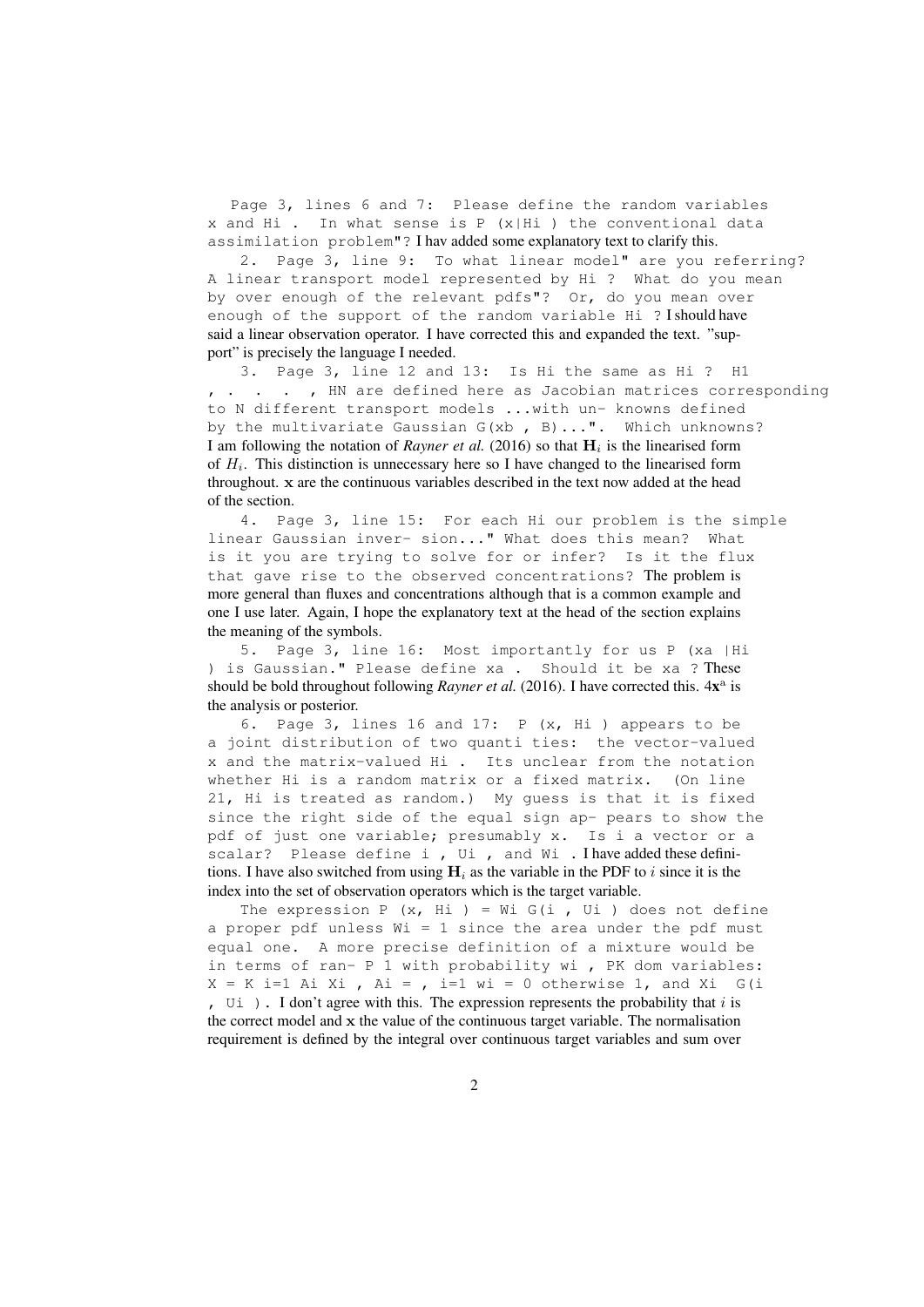Page 3, lines 6 and 7: Please define the random variables x and Hi . In what sense is P (x|Hi ) the conventional data assimilation problem"? I hav added some explanatory text to clarify this.

2. Page 3, line 9: To what linear model" are you referring? A linear transport model represented by Hi ? What do you mean by over enough of the relevant pdfs"? Or, do you mean over enough of the support of the random variable Hi ? I should have said a linear observation operator. I have corrected this and expanded the text. "support" is precisely the language I needed.

3. Page 3, line 12 and 13: Is Hi the same as Hi ? H1 , . . . , HN are defined here as Jacobian matrices corresponding to N different transport models ...with un- knowns defined by the multivariate Gaussian G(xb , B)...". Which unknowns? I am following the notation of *Rayner et al.* (2016) so that $\mathbf{H}_i$ is the linearised form of $H_i$. This distinction is unnecessary here so I have changed to the linearised form throughout. $\mathbf{x}$ are the continuous variables described in the text now added at the head of the section.

4. Page 3, line 15: For each Hi our problem is the simple linear Gaussian inver- sion..." What does this mean? What is it you are trying to solve for or infer? Is it the flux that gave rise to the observed concentrations? The problem is more general than fluxes and concentrations although that is a common example and one I use later. Again, I hope the explanatory text at the head of the section explains the meaning of the symbols.

5. Page 3, line 16: Most importantly for us P (xa |Hi ) is Gaussian." Please define xa . Should it be xa ? These should be bold throughout following *Rayner et al.* (2016). I have corrected this. $4\mathbf{x}^{\mathrm{a}}$ is the analysis or posterior.

6. Page 3, lines 16 and 17: P (x, Hi ) appears to be a joint distribution of two quanti ties: the vector-valued x and the matrix-valued Hi . Its unclear from the notation whether Hi is a random matrix or a fixed matrix. (On line 21, Hi is treated as random.) My guess is that it is fixed since the right side of the equal sign ap- pears to show the pdf of just one variable; presumably x. Is i a vector or a scalar? Please define i , Ui , and Wi . I have added these definitions. I have also switched from using $\mathbf{H}_i$ as the variable in the PDF to $i$ since it is the index into the set of observation operators which is the target variable.

The expression P (x, Hi ) = Wi G(i , Ui ) does not define a proper pdf unless Wi = 1 since the area under the pdf must equal one. A more precise definition of a mixture would be in terms of ran- P 1 with probability wi , PK dom variables: X = K i=1 Ai Xi , Ai = , i=1 wi = 0 otherwise 1, and Xi G(i , Ui ). I don't agree with this. The expression represents the probability that $i$ is the correct model and $\mathbf{x}$ the value of the continuous target variable. The normalisation requirement is defined by the integral over continuous target variables and sum over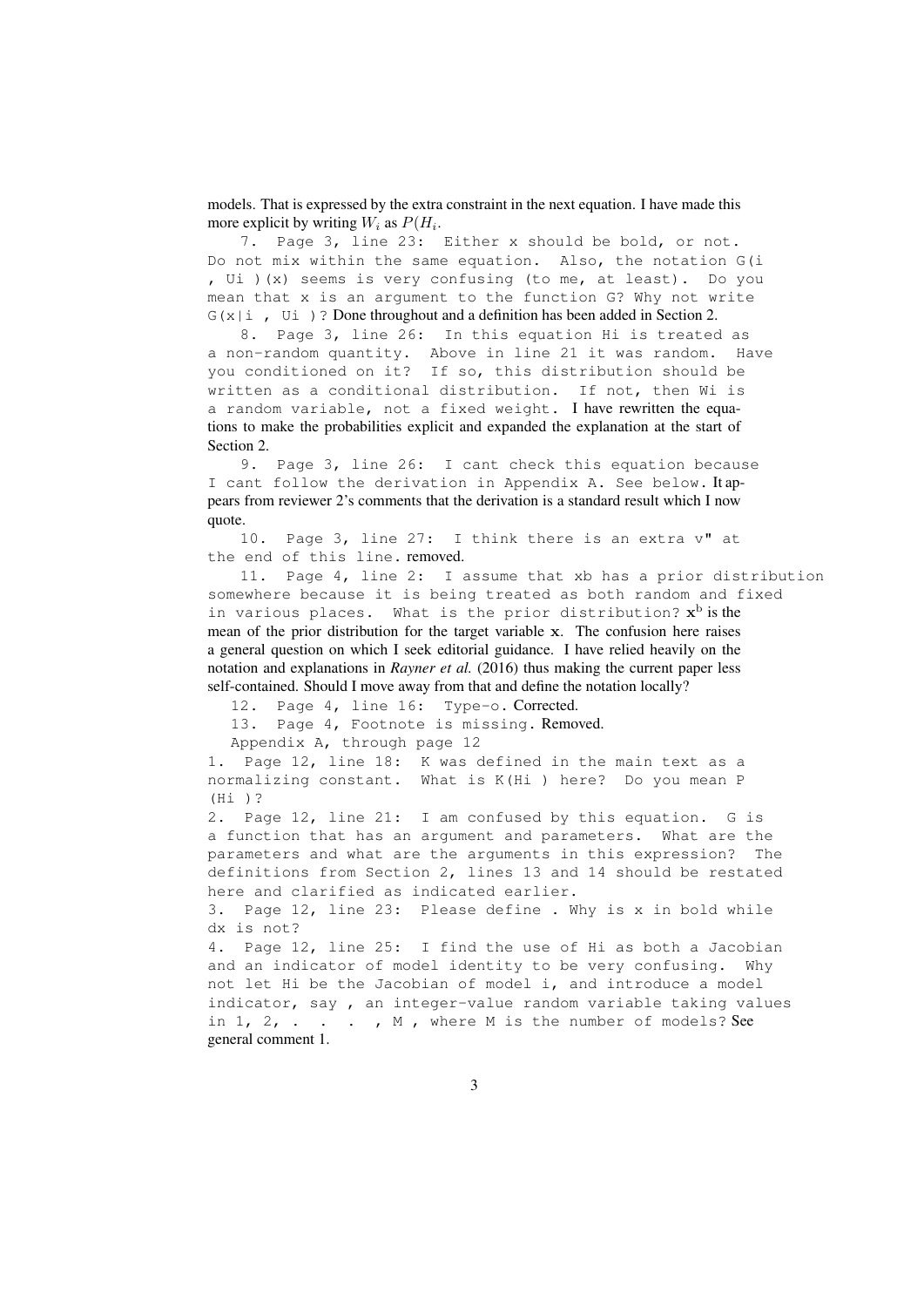models. That is expressed by the extra constraint in the next equation. I have made this more explicit by writing $W_i$ as $P(H_i$.

7. Page 3, line 23: Either x should be bold, or not. Do not mix within the same equation. Also, the notation G(i , Ui )(x) seems is very confusing (to me, at least). Do you mean that x is an argument to the function G? Why not write G(x|i , Ui )? Done throughout and a definition has been added in Section 2.

8. Page 3, line 26: In this equation Hi is treated as a non-random quantity. Above in line 21 it was random. Have you conditioned on it? If so, this distribution should be written as a conditional distribution. If not, then Wi is a random variable, not a fixed weight. I have rewritten the equations to make the probabilities explicit and expanded the explanation at the start of Section 2.

9. Page 3, line 26: I cant check this equation because I cant follow the derivation in Appendix A. See below. It appears from reviewer 2's comments that the derivation is a standard result which I now quote.

10. Page 3, line 27: I think there is an extra v" at the end of this line. removed.

11. Page 4, line 2: I assume that xb has a prior distribution somewhere because it is being treated as both random and fixed in various places. What is the prior distribution? $\mathbf{x}^{\mathrm{b}}$ is the mean of the prior distribution for the target variable $\mathbf{x}$. The confusion here raises a general question on which I seek editorial guidance. I have relied heavily on the notation and explanations in *Rayner et al.* (2016) thus making the current paper less self-contained. Should I move away from that and define the notation locally?

12. Page 4, line 16: Type-o. Corrected.

13. Page 4, Footnote is missing. Removed.

Appendix A, through page 12

1. Page 12, line 18: K was defined in the main text as a normalizing constant. What is K(Hi ) here? Do you mean P (Hi )?

2. Page 12, line 21: I am confused by this equation. G is a function that has an argument and parameters. What are the parameters and what are the arguments in this expression? The definitions from Section 2, lines 13 and 14 should be restated here and clarified as indicated earlier.

3. Page 12, line 23: Please define . Why is x in bold while dx is not?

4. Page 12, line 25: I find the use of Hi as both a Jacobian and an indicator of model identity to be very confusing. Why not let Hi be the Jacobian of model i, and introduce a model indicator, say , an integer-value random variable taking values in 1, 2, . . . , M , where M is the number of models? See general comment 1.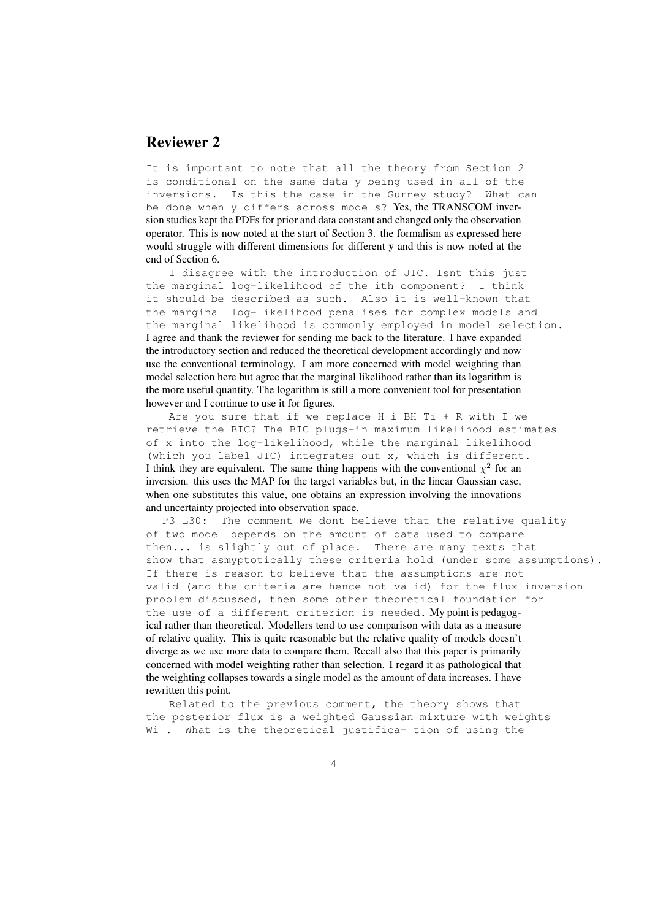## Reviewer 2

```
It is important to note that all the theory from Section 2
is conditional on the same data y being used in all of the
inversions.  Is this the case in the Gurney study?  What can
be done when y differs across models?
```
Yes, the TRANSCOM inversion studies kept the PDFs for prior and data constant and changed only the observation operator. This is now noted at the start of Section 3. the formalism as expressed here would struggle with different dimensions for different **y** and this is now noted at the end of Section 6.

```
I disagree with the introduction of JIC. Isnt this just
the marginal log-likelihood of the ith component?  I think
it should be described as such.  Also it is well-known that
the marginal log-likelihood penalises for complex models and
the marginal likelihood is commonly employed in model selection.
```
I agree and thank the reviewer for sending me back to the literature. I have expanded the introductory section and reduced the theoretical development accordingly and now use the conventional terminology. I am more concerned with model weighting than model selection here but agree that the marginal likelihood rather than its logarithm is the more useful quantity. The logarithm is still a more convenient tool for presentation however and I continue to use it for figures.

```
Are you sure that if we replace H i BH Ti + R with I we
retrieve the BIC? The BIC plugs-in maximum likelihood estimates
of x into the log-likelihood, while the marginal likelihood
(which you label JIC) integrates out x, which is different.
```
I think they are equivalent. The same thing happens with the conventional $\chi^2$ for an inversion. this uses the MAP for the target variables but, in the linear Gaussian case, when one substitutes this value, one obtains an expression involving the innovations and uncertainty projected into observation space.

```
P3 L30:  The comment We dont believe that the relative quality
of two model depends on the amount of data used to compare
then... is slightly out of place.  There are many texts that
show that asmyptotically these criteria hold (under some assumptions).
If there is reason to believe that the assumptions are not
valid (and the criteria are hence not valid) for the flux inversion
problem discussed, then some other theoretical foundation for
the use of a different criterion is needed.
```
My point is pedagogical rather than theoretical. Modellers tend to use comparison with data as a measure of relative quality. This is quite reasonable but the relative quality of models doesn't diverge as we use more data to compare them. Recall also that this paper is primarily concerned with model weighting rather than selection. I regard it as pathological that the weighting collapses towards a single model as the amount of data increases. I have rewritten this point.

```
Related to the previous comment, the theory shows that
the posterior flux is a weighted Gaussian mixture with weights
Wi .  What is the theoretical justifica- tion of using the
```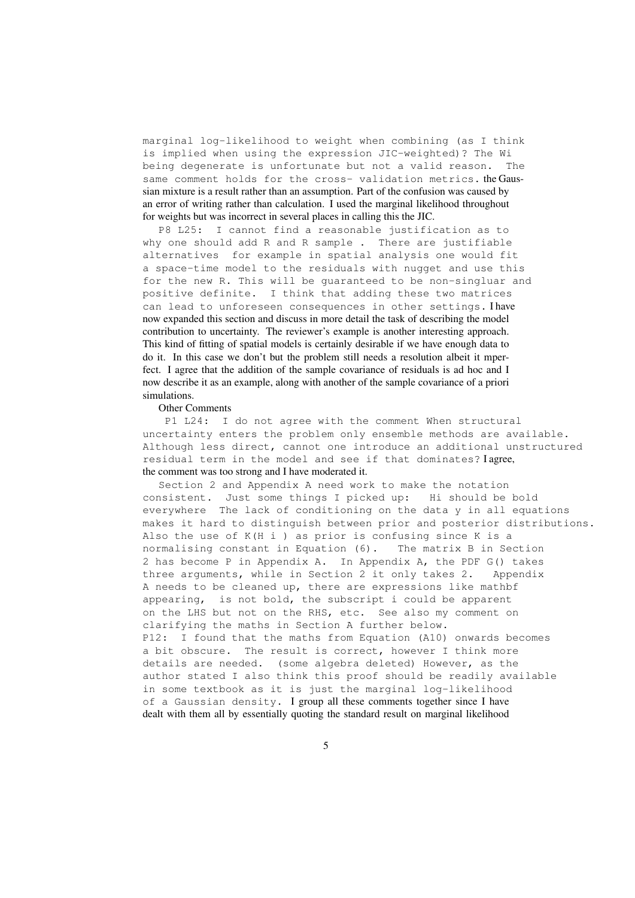marginal log-likelihood to weight when combining (as I think is implied when using the expression JIC-weighted)? The Wi being degenerate is unfortunate but not a valid reason. The same comment holds for the cross- validation metrics. the Gaussian mixture is a result rather than an assumption. Part of the confusion was caused by an error of writing rather than calculation. I used the marginal likelihood throughout for weights but was incorrect in several places in calling this the JIC.

P8 L25: I cannot find a reasonable justification as to why one should add R and R sample . There are justifiable alternatives for example in spatial analysis one would fit a space-time model to the residuals with nugget and use this for the new R. This will be guaranteed to be non-singluar and positive definite. I think that adding these two matrices can lead to unforeseen consequences in other settings. I have now expanded this section and discuss in more detail the task of describing the model contribution to uncertainty. The reviewer's example is another interesting approach. This kind of fitting of spatial models is certainly desirable if we have enough data to do it. In this case we don't but the problem still needs a resolution albeit it mperfect. I agree that the addition of the sample covariance of residuals is ad hoc and I now describe it as an example, along with another of the sample covariance of a priori simulations.

Other Comments

P1 L24: I do not agree with the comment When structural uncertainty enters the problem only ensemble methods are available. Although less direct, cannot one introduce an additional unstructured residual term in the model and see if that dominates? I agree, the comment was too strong and I have moderated it.

Section 2 and Appendix A need work to make the notation consistent. Just some things I picked up: Hi should be bold everywhere The lack of conditioning on the data y in all equations makes it hard to distinguish between prior and posterior distributions. Also the use of K(H i ) as prior is confusing since K is a normalising constant in Equation (6). The matrix B in Section 2 has become P in Appendix A. In Appendix A, the PDF G() takes three arguments, while in Section 2 it only takes 2. Appendix A needs to be cleaned up, there are expressions like mathbf appearing, is not bold, the subscript i could be apparent on the LHS but not on the RHS, etc. See also my comment on clarifying the maths in Section A further below.

P12: I found that the maths from Equation (A10) onwards becomes a bit obscure. The result is correct, however I think more details are needed. (some algebra deleted) However, as the author stated I also think this proof should be readily available in some textbook as it is just the marginal log-likelihood of a Gaussian density. I group all these comments together since I have dealt with them all by essentially quoting the standard result on marginal likelihood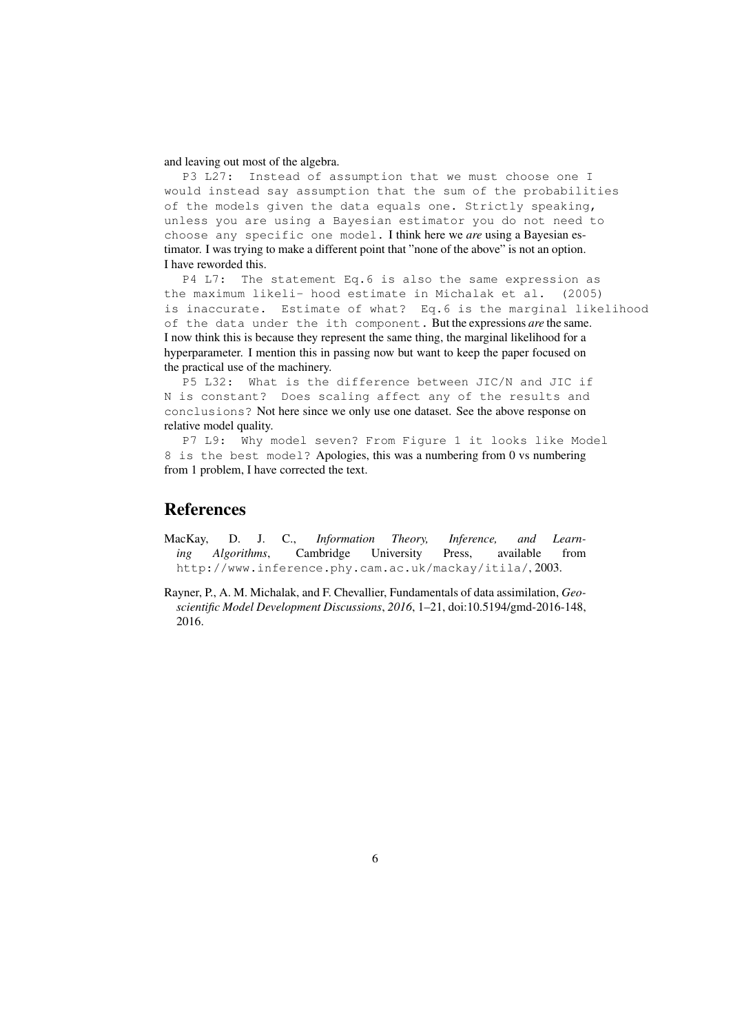and leaving out most of the algebra.

`P3 L27: Instead of assumption that we must choose one I would instead say assumption that the sum of the probabilities of the models given the data equals one. Strictly speaking, unless you are using a Bayesian estimator you do not need to choose any specific one model.` I think here we *are* using a Bayesian estimator. I was trying to make a different point that "none of the above" is not an option. I have reworded this.

`P4 L7: The statement Eq.6 is also the same expression as the maximum likeli- hood estimate in Michalak et al. (2005) is inaccurate. Estimate of what? Eq.6 is the marginal likelihood of the data under the ith component.` But the expressions *are* the same. I now think this is because they represent the same thing, the marginal likelihood for a hyperparameter. I mention this in passing now but want to keep the paper focused on the practical use of the machinery.

`P5 L32: What is the difference between JIC/N and JIC if N is constant? Does scaling affect any of the results and conclusions?` Not here since we only use one dataset. See the above response on relative model quality.

`P7 L9: Why model seven? From Figure 1 it looks like Model 8 is the best model?` Apologies, this was a numbering from 0 vs numbering from 1 problem, I have corrected the text.

## References

MacKay, D. J. C., *Information Theory, Inference, and Learning Algorithms*, Cambridge University Press, available from `http://www.inference.phy.cam.ac.uk/mackay/itila/`, 2003.

Rayner, P., A. M. Michalak, and F. Chevallier, Fundamentals of data assimilation, *Geoscientific Model Development Discussions*, *2016*, 1–21, doi:10.5194/gmd-2016-148, 2016.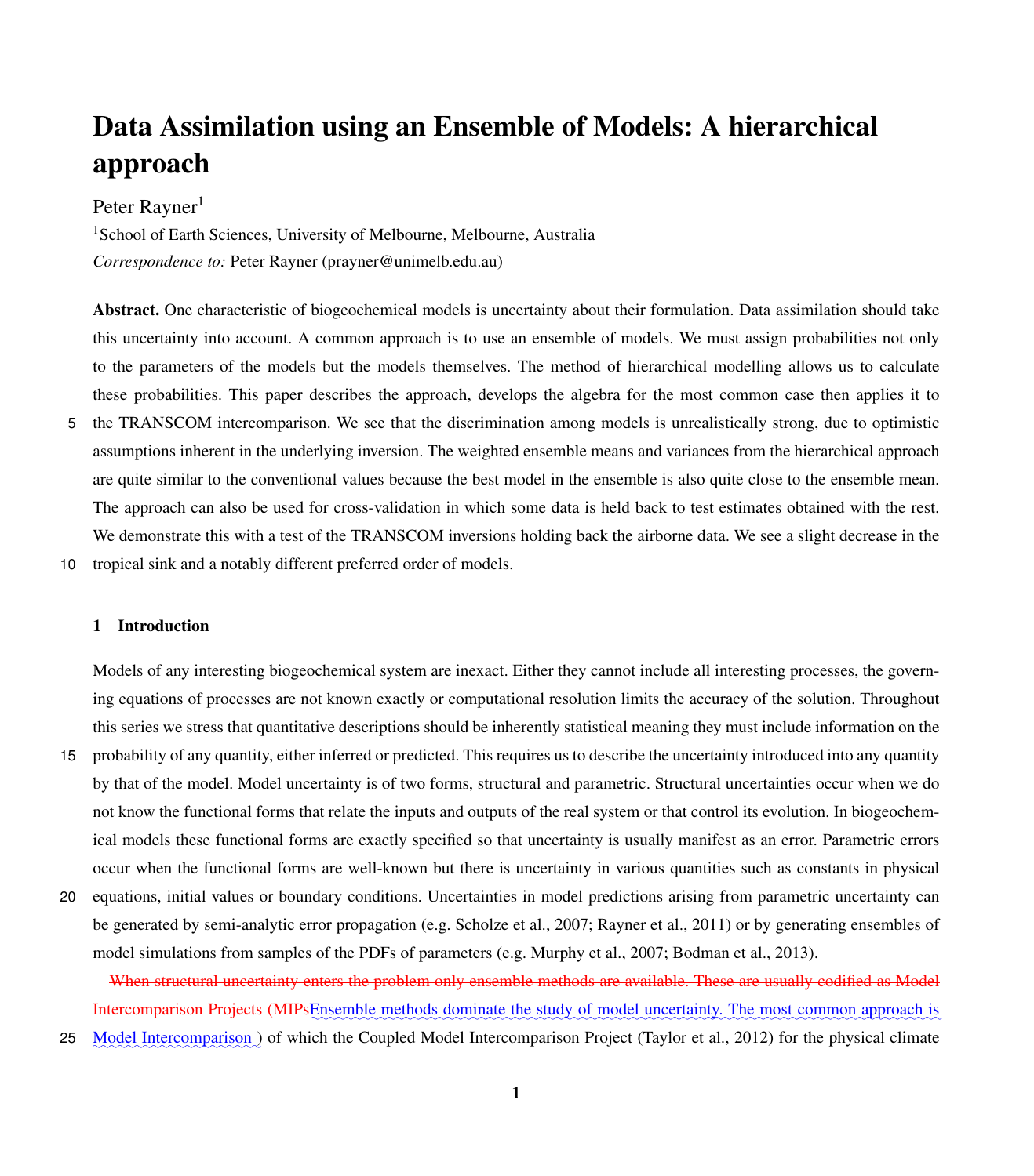# Data Assimilation using an Ensemble of Models: A hierarchical approach

Peter Rayner[1]

[1]School of Earth Sciences, University of Melbourne, Melbourne, Australia

*Correspondence to:* Peter Rayner (prayner@unimelb.edu.au)

**Abstract.** One characteristic of biogeochemical models is uncertainty about their formulation. Data assimilation should take this uncertainty into account. A common approach is to use an ensemble of models. We must assign probabilities not only to the parameters of the models but the models themselves. The method of hierarchical modelling allows us to calculate these probabilities. This paper describes the approach, develops the algebra for the most common case then applies it to the TRANSCOM intercomparison. We see that the discrimination among models is unrealistically strong, due to optimistic assumptions inherent in the underlying inversion. The weighted ensemble means and variances from the hierarchical approach are quite similar to the conventional values because the best model in the ensemble is also quite close to the ensemble mean. The approach can also be used for cross-validation in which some data is held back to test estimates obtained with the rest. We demonstrate this with a test of the TRANSCOM inversions holding back the airborne data. We see a slight decrease in the tropical sink and a notably different preferred order of models.

## 1 Introduction

Models of any interesting biogeochemical system are inexact. Either they cannot include all interesting processes, the governing equations of processes are not known exactly or computational resolution limits the accuracy of the solution. Throughout this series we stress that quantitative descriptions should be inherently statistical meaning they must include information on the probability of any quantity, either inferred or predicted. This requires us to describe the uncertainty introduced into any quantity by that of the model. Model uncertainty is of two forms, structural and parametric. Structural uncertainties occur when we do not know the functional forms that relate the inputs and outputs of the real system or that control its evolution. In biogeochemical models these functional forms are exactly specified so that uncertainty is usually manifest as an error. Parametric errors occur when the functional forms are well-known but there is uncertainty in various quantities such as constants in physical equations, initial values or boundary conditions. Uncertainties in model predictions arising from parametric uncertainty can be generated by semi-analytic error propagation (e.g. Scholze et al., 2007; Rayner et al., 2011) or by generating ensembles of model simulations from samples of the PDFs of parameters (e.g. Murphy et al., 2007; Bodman et al., 2013).

~~When structural uncertainty enters the problem only ensemble methods are available. These are usually codified as Model Intercomparison Projects (MIPs~~Ensemble methods dominate the study of model uncertainty. The most common approach is Model Intercomparison ) of which the Coupled Model Intercomparison Project (Taylor et al., 2012) for the physical climate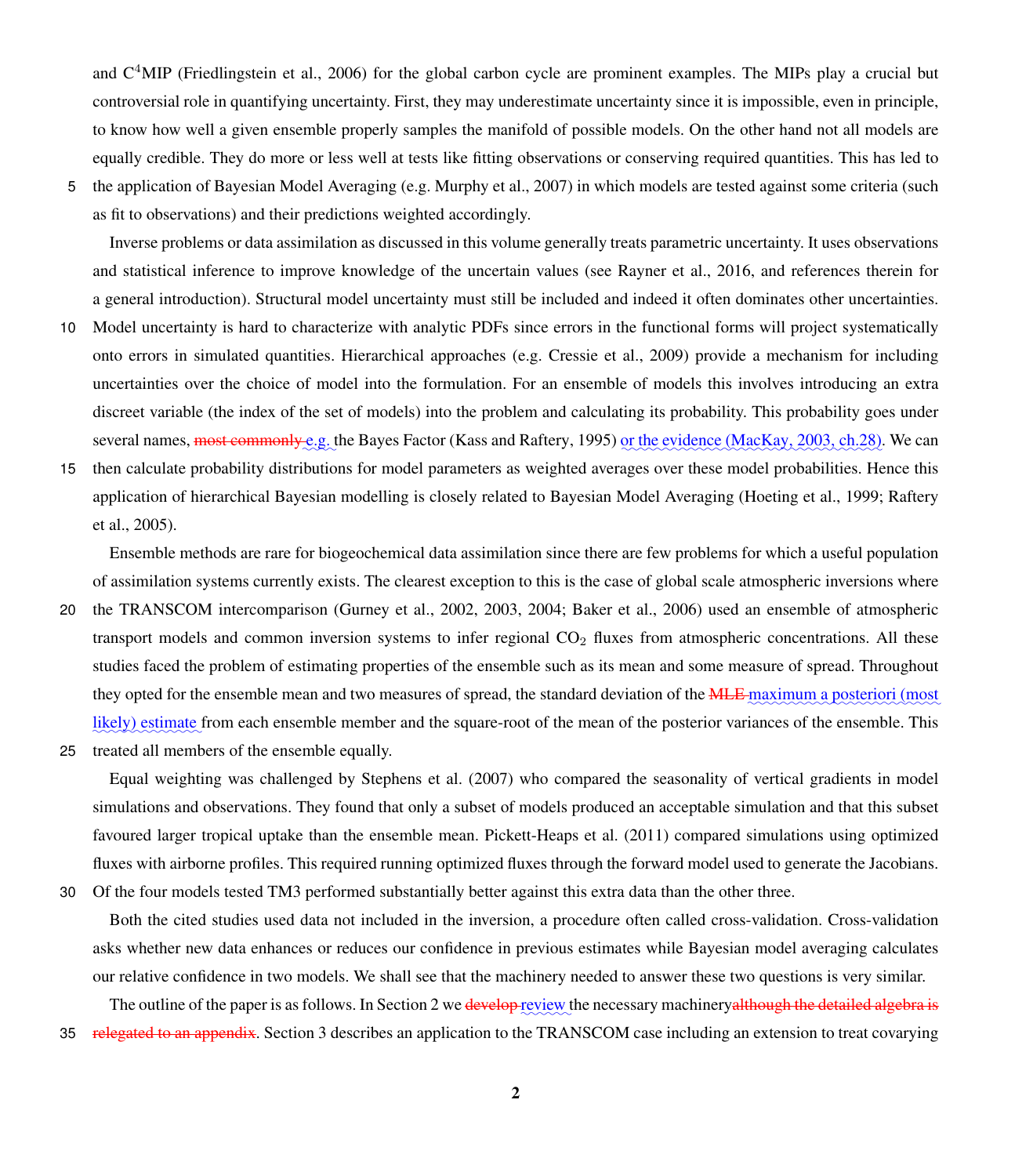and C[4]MIP (Friedlingstein et al., 2006) for the global carbon cycle are prominent examples. The MIPs play a crucial but controversial role in quantifying uncertainty. First, they may underestimate uncertainty since it is impossible, even in principle, to know how well a given ensemble properly samples the manifold of possible models. On the other hand not all models are equally credible. They do more or less well at tests like fitting observations or conserving required quantities. This has led to the application of Bayesian Model Averaging (e.g. Murphy et al., 2007) in which models are tested against some criteria (such as fit to observations) and their predictions weighted accordingly.

Inverse problems or data assimilation as discussed in this volume generally treats parametric uncertainty. It uses observations and statistical inference to improve knowledge of the uncertain values (see Rayner et al., 2016, and references therein for a general introduction). Structural model uncertainty must still be included and indeed it often dominates other uncertainties. Model uncertainty is hard to characterize with analytic PDFs since errors in the functional forms will project systematically onto errors in simulated quantities. Hierarchical approaches (e.g. Cressie et al., 2009) provide a mechanism for including uncertainties over the choice of model into the formulation. For an ensemble of models this involves introducing an extra discreet variable (the index of the set of models) into the problem and calculating its probability. This probability goes under several names, ~~most commonly~~ e.g. the Bayes Factor (Kass and Raftery, 1995) or the evidence (MacKay, 2003, ch.28). We can then calculate probability distributions for model parameters as weighted averages over these model probabilities. Hence this application of hierarchical Bayesian modelling is closely related to Bayesian Model Averaging (Hoeting et al., 1999; Raftery et al., 2005).

Ensemble methods are rare for biogeochemical data assimilation since there are few problems for which a useful population of assimilation systems currently exists. The clearest exception to this is the case of global scale atmospheric inversions where the TRANSCOM intercomparison (Gurney et al., 2002, 2003, 2004; Baker et al., 2006) used an ensemble of atmospheric transport models and common inversion systems to infer regional $CO_2$ fluxes from atmospheric concentrations. All these studies faced the problem of estimating properties of the ensemble such as its mean and some measure of spread. Throughout they opted for the ensemble mean and two measures of spread, the standard deviation of the ~~MLE~~ maximum a posteriori (most likely) estimate from each ensemble member and the square-root of the mean of the posterior variances of the ensemble. This treated all members of the ensemble equally.

Equal weighting was challenged by Stephens et al. (2007) who compared the seasonality of vertical gradients in model simulations and observations. They found that only a subset of models produced an acceptable simulation and that this subset favoured larger tropical uptake than the ensemble mean. Pickett-Heaps et al. (2011) compared simulations using optimized fluxes with airborne profiles. This required running optimized fluxes through the forward model used to generate the Jacobians. Of the four models tested TM3 performed substantially better against this extra data than the other three.

Both the cited studies used data not included in the inversion, a procedure often called cross-validation. Cross-validation asks whether new data enhances or reduces our confidence in previous estimates while Bayesian model averaging calculates our relative confidence in two models. We shall see that the machinery needed to answer these two questions is very similar.

The outline of the paper is as follows. In Section 2 we ~~develop~~ review the necessary machinery~~although the detailed algebra is relegated to an appendix~~. Section 3 describes an application to the TRANSCOM case including an extension to treat covarying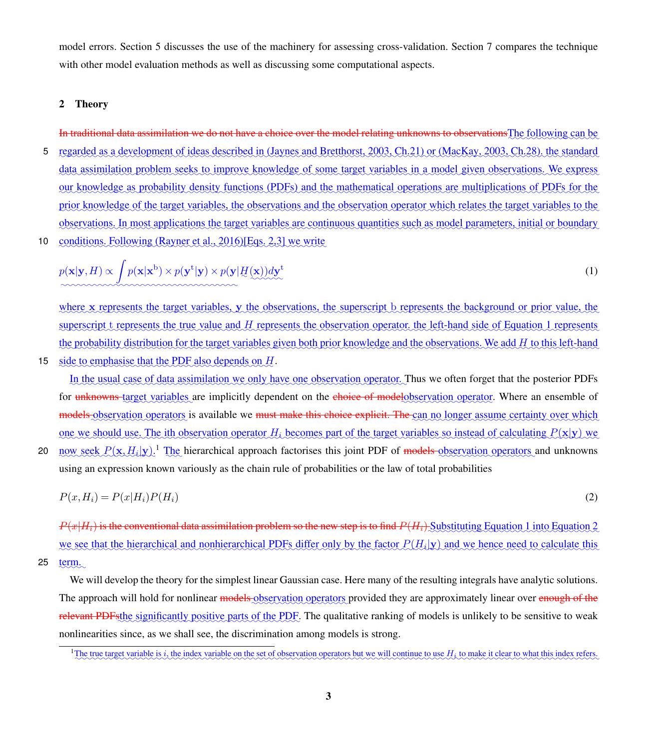model errors. Section 5 discusses the use of the machinery for assessing cross-validation. Section 7 compares the technique with other model evaluation methods as well as discussing some computational aspects.

## 2 Theory

~~In traditional data assimilation we do not have a choice over the model relating unknowns to observations~~The following can be regarded as a development of ideas described in (Jaynes and Bretthorst, 2003, Ch.21) or (MacKay, 2003, Ch.28). the standard data assimilation problem seeks to improve knowledge of some target variables in a model given observations. We express our knowledge as probability density functions (PDFs) and the mathematical operations are multiplications of PDFs for the prior knowledge of the target variables, the observations and the observation operator which relates the target variables to the observations. In most applications the target variables are continuous quantities such as model parameters, initial or boundary conditions. Following (Rayner et al., 2016)[Eqs. 2,3] we write

$$p(\mathbf{x}|\mathbf{y},H) \propto \int p(\mathbf{x}|\mathbf{x}^{\mathrm{b}}) \times p(\mathbf{y}^{\mathrm{t}}|\mathbf{y}) \times p(\mathbf{y}|H(\mathbf{x}))d\mathbf{y}^{\mathrm{t}} \tag{1}$$

where $\mathbf{x}$ represents the target variables, $\mathbf{y}$ the observations, the superscript $\mathrm{b}$ represents the background or prior value, the superscript $\mathrm{t}$ represents the true value and $H$ represents the observation operator. the left-hand side of Equation 1 represents the probability distribution for the target variables given both prior knowledge and the observations. We add $H$ to this left-hand side to emphasise that the PDF also depends on $H$.

In the usual case of data assimilation we only have one observation operator. Thus we often forget that the posterior PDFs for ~~unknowns~~ target variables are implicitly dependent on the ~~choice of model~~observation operator. Where an ensemble of ~~models~~ observation operators is available we ~~must make this choice explicit. The~~ can no longer assume certainty over which one we should use. The ith observation operator $H_i$ becomes part of the target variables so instead of calculating $P(\mathbf{x}|\mathbf{y})$ we now seek $P(\mathbf{x}, H_i|\mathbf{y})$.[1] The hierarchical approach factorises this joint PDF of ~~models~~ observation operators and unknowns using an expression known variously as the chain rule of probabilities or the law of total probabilities

$$P(x,H_i) = P(x|H_i)P(H_i) \tag{2}$$

~~$P(x|H_i)$ is the conventional data assimilation problem so the new step is to find $P(H_i)$~~ Substituting Equation 1 into Equation 2 we see that the hierarchical and nonhierarchical PDFs differ only by the factor $P(H_i|\mathbf{y})$ and we hence need to calculate this term.

We will develop the theory for the simplest linear Gaussian case. Here many of the resulting integrals have analytic solutions. The approach will hold for nonlinear ~~models~~ observation operators provided they are approximately linear over ~~enough of the relevant PDFs~~the significantly positive parts of the PDF. The qualitative ranking of models is unlikely to be sensitive to weak nonlinearities since, as we shall see, the discrimination among models is strong.

[1] The true target variable is $i$, the index variable on the set of observation operators but we will continue to use $H_i$ to make it clear to what this index refers.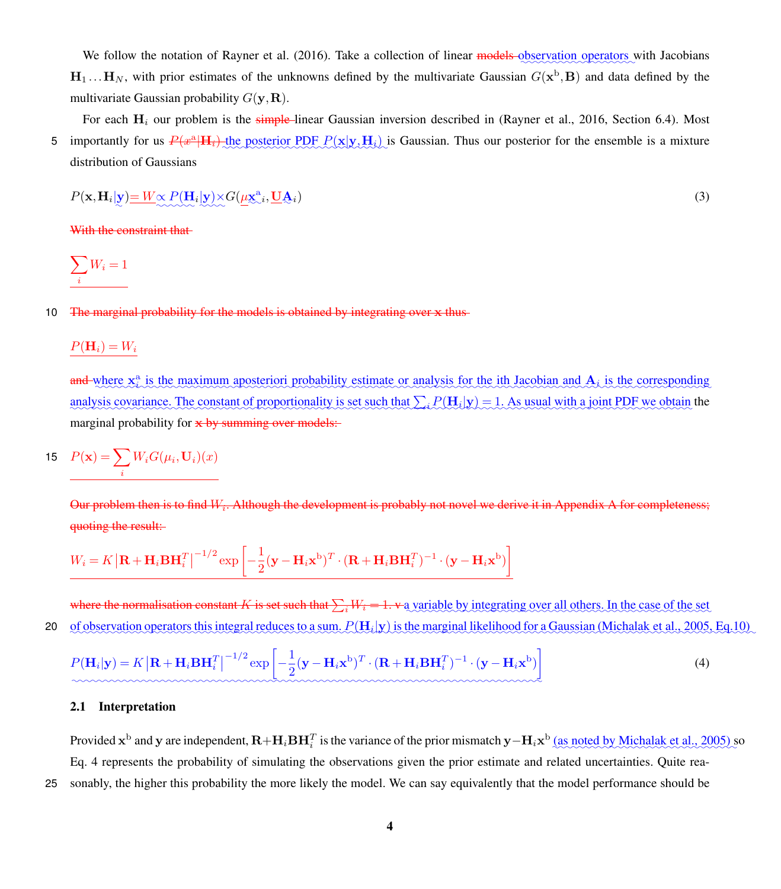We follow the notation of Rayner et al. (2016). Take a collection of linear ~~models~~ observation operators with Jacobians $\mathbf{H}_1 \ldots \mathbf{H}_N$, with prior estimates of the unknowns defined by the multivariate Gaussian $G(\mathbf{x}^\mathrm{b}, \mathbf{B})$ and data defined by the multivariate Gaussian probability $G(\mathbf{y}, \mathbf{R})$.

For each $\mathbf{H}_i$ our problem is the ~~simple~~ linear Gaussian inversion described in (Rayner et al., 2016, Section 6.4). Most importantly for us ~~$P(x^\mathrm{a}|\mathbf{H}_i)$~~ the posterior PDF $P(\mathbf{x}|\mathbf{y}, \mathbf{H}_i)$ is Gaussian. Thus our posterior for the ensemble is a mixture distribution of Gaussians

$$P(\mathbf{x}, \mathbf{H}_i|\mathbf{y}) \propto P(\mathbf{H}_i|\mathbf{y}) \times G(\mathbf{x}^\mathrm{a}{}_i, \mathbf{A}_i) \tag{3}$$

~~With the constraint that~~

~~$\sum_i W_i = 1$~~

~~The marginal probability for the models is obtained by integrating over $\mathbf{x}$ thus~~

~~$P(\mathbf{H}_i) = W_i$~~

~~and~~ where $\mathbf{x}^\mathrm{a}_i$ is the maximum aposteriori probability estimate or analysis for the ith Jacobian and $\mathbf{A}_i$ is the corresponding analysis covariance. The constant of proportionality is set such that $\sum_i P(\mathbf{H}_i|\mathbf{y}) = 1$. As usual with a joint PDF we obtain the marginal probability for ~~$\mathbf{x}$ by summing over models:~~

~~$P(\mathbf{x}) = \sum_i W_i G(\mu_i, \mathbf{U}_i)(x)$~~

~~Our problem then is to find $W_i$. Although the development is probably not novel we derive it in Appendix A for completeness; quoting the result:~~

~~$W_i = K \left|\mathbf{R} + \mathbf{H}_i \mathbf{B} \mathbf{H}_i^T\right|^{-1/2} \exp\left[-\frac{1}{2}(\mathbf{y} - \mathbf{H}_i \mathbf{x}^\mathrm{b})^T \cdot (\mathbf{R} + \mathbf{H}_i \mathbf{B} \mathbf{H}_i^T)^{-1} \cdot (\mathbf{y} - \mathbf{H}_i \mathbf{x}^\mathrm{b})\right]$~~

~~where the normalisation constant $K$ is set such that $\sum_i W_i = 1$.~~ a variable by integrating over all others. In the case of the set of observation operators this integral reduces to a sum. $P(\mathbf{H}_i|\mathbf{y})$ is the marginal likelihood for a Gaussian (Michalak et al., 2005, Eq.10)

$$P(\mathbf{H}_i|\mathbf{y}) = K \left|\mathbf{R} + \mathbf{H}_i \mathbf{B} \mathbf{H}_i^T\right|^{-1/2} \exp\left[-\frac{1}{2}(\mathbf{y} - \mathbf{H}_i \mathbf{x}^\mathrm{b})^T \cdot (\mathbf{R} + \mathbf{H}_i \mathbf{B} \mathbf{H}_i^T)^{-1} \cdot (\mathbf{y} - \mathbf{H}_i \mathbf{x}^\mathrm{b})\right] \tag{4}$$

### 2.1 Interpretation

Provided $\mathbf{x}^\mathrm{b}$ and $\mathbf{y}$ are independent, $\mathbf{R} + \mathbf{H}_i \mathbf{B} \mathbf{H}_i^T$ is the variance of the prior mismatch $\mathbf{y} - \mathbf{H}_i \mathbf{x}^\mathrm{b}$ (as noted by Michalak et al., 2005) so Eq. 4 represents the probability of simulating the observations given the prior estimate and related uncertainties. Quite reasonably, the higher this probability the more likely the model. We can say equivalently that the model performance should be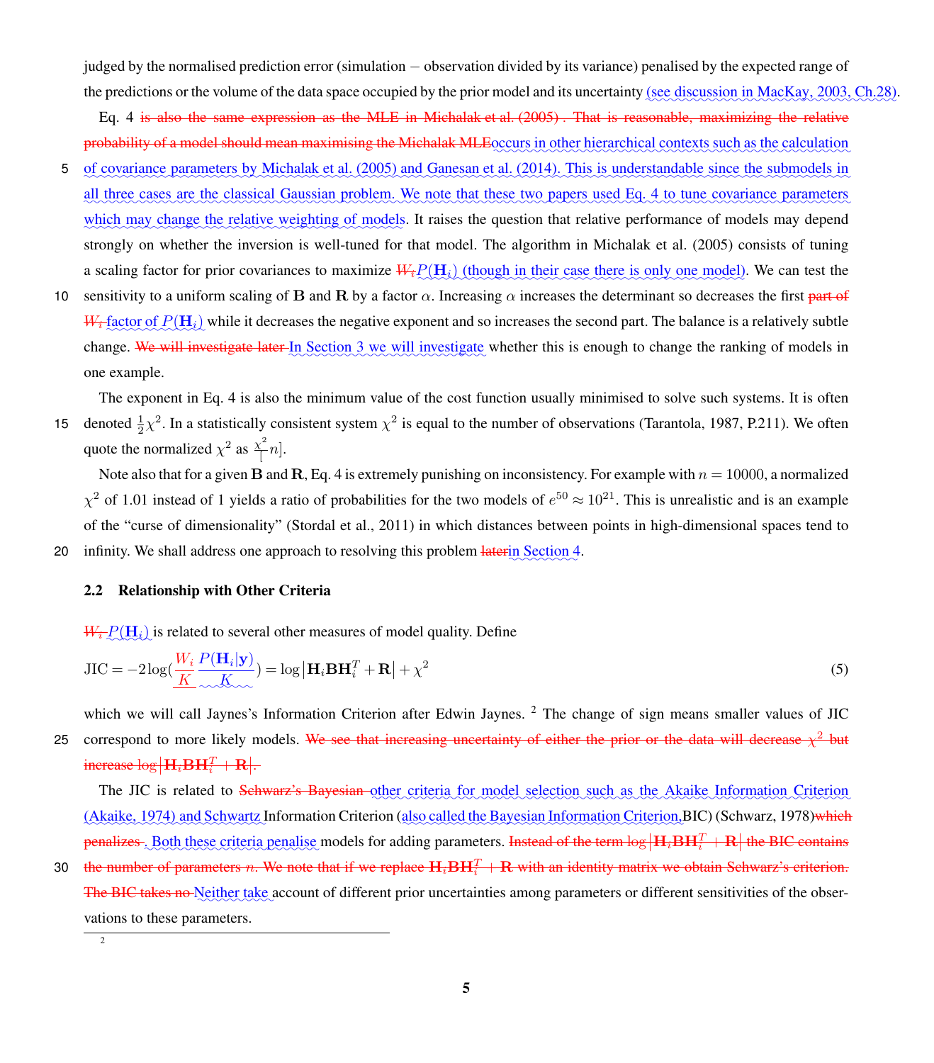judged by the normalised prediction error (simulation − observation divided by its variance) penalised by the expected range of the predictions or the volume of the data space occupied by the prior model and its uncertainty (see discussion in MacKay, 2003, Ch.28).

Eq. 4 ~~is also the same expression as the MLE in Michalak et al. (2005) . That is reasonable, maximizing the relative probability of a model should mean maximising the Michalak MLE~~occurs in other hierarchical contexts such as the calculation of covariance parameters by Michalak et al. (2005) and Ganesan et al. (2014). This is understandable since the submodels in all three cases are the classical Gaussian problem. We note that these two papers used Eq. 4 to tune covariance parameters which may change the relative weighting of models. It raises the question that relative performance of models may depend strongly on whether the inversion is well-tuned for that model. The algorithm in Michalak et al. (2005) consists of tuning a scaling factor for prior covariances to maximize ~~$W_i$~~ $P(\mathbf{H}_i)$ (though in their case there is only one model). We can test the sensitivity to a uniform scaling of $\mathbf{B}$ and $\mathbf{R}$ by a factor $\alpha$. Increasing $\alpha$ increases the determinant so decreases the first ~~part of $W_i$~~ factor of $P(\mathbf{H}_i)$ while it decreases the negative exponent and so increases the second part. The balance is a relatively subtle change. ~~We will investigate later~~ In Section 3 we will investigate whether this is enough to change the ranking of models in one example.

The exponent in Eq. 4 is also the minimum value of the cost function usually minimised to solve such systems. It is often denoted $\frac{1}{2}\chi^2$. In a statistically consistent system $\chi^2$ is equal to the number of observations (Tarantola, 1987, P.211). We often quote the normalized $\chi^2$ as $\frac{\chi^2}{[}n]$.

Note also that for a given $\mathbf{B}$ and $\mathbf{R}$, Eq. 4 is extremely punishing on inconsistency. For example with $n = 10000$, a normalized $\chi^2$ of 1.01 instead of 1 yields a ratio of probabilities for the two models of $e^{50} \approx 10^{21}$. This is unrealistic and is an example of the “curse of dimensionality” (Stordal et al., 2011) in which distances between points in high-dimensional spaces tend to infinity. We shall address one approach to resolving this problem ~~later~~in Section 4.

### 2.2 Relationship with Other Criteria

~~$W_i$~~ $P(\mathbf{H}_i)$ is related to several other measures of model quality. Define

$$\mathrm{JIC} = -2\log(\frac{P(\mathbf{H}_i|\mathbf{y})}{K}) = \log\left|\mathbf{H}_i\mathbf{B}\mathbf{H}_i^T + \mathbf{R}\right| + \chi^2 \tag{5}$$

which we will call Jaynes’s Information Criterion after Edwin Jaynes. [2] The change of sign means smaller values of JIC correspond to more likely models. ~~We see that increasing uncertainty of either the prior or the data will decrease $\chi^2$ but increase $\log\left|\mathbf{H}_i\mathbf{B}\mathbf{H}_i^T + \mathbf{R}\right|$.~~

The JIC is related to ~~Schwarz’s Bayesian~~ other criteria for model selection such as the Akaike Information Criterion (Akaike, 1974) and Schwartz Information Criterion (also called the Bayesian Information Criterion,BIC) (Schwarz, 1978)~~which penalizes~~. Both these criteria penalise models for adding parameters. ~~Instead of the term $\log\left|\mathbf{H}_i\mathbf{B}\mathbf{H}_i^T + \mathbf{R}\right|$ the BIC contains the number of parameters $n$. We note that if we replace $\mathbf{H}_i\mathbf{B}\mathbf{H}_i^T + \mathbf{R}$ with an identity matrix we obtain Schwarz’s criterion. The BIC takes no~~ Neither take account of different prior uncertainties among parameters or different sensitivities of the observations to these parameters.

[2]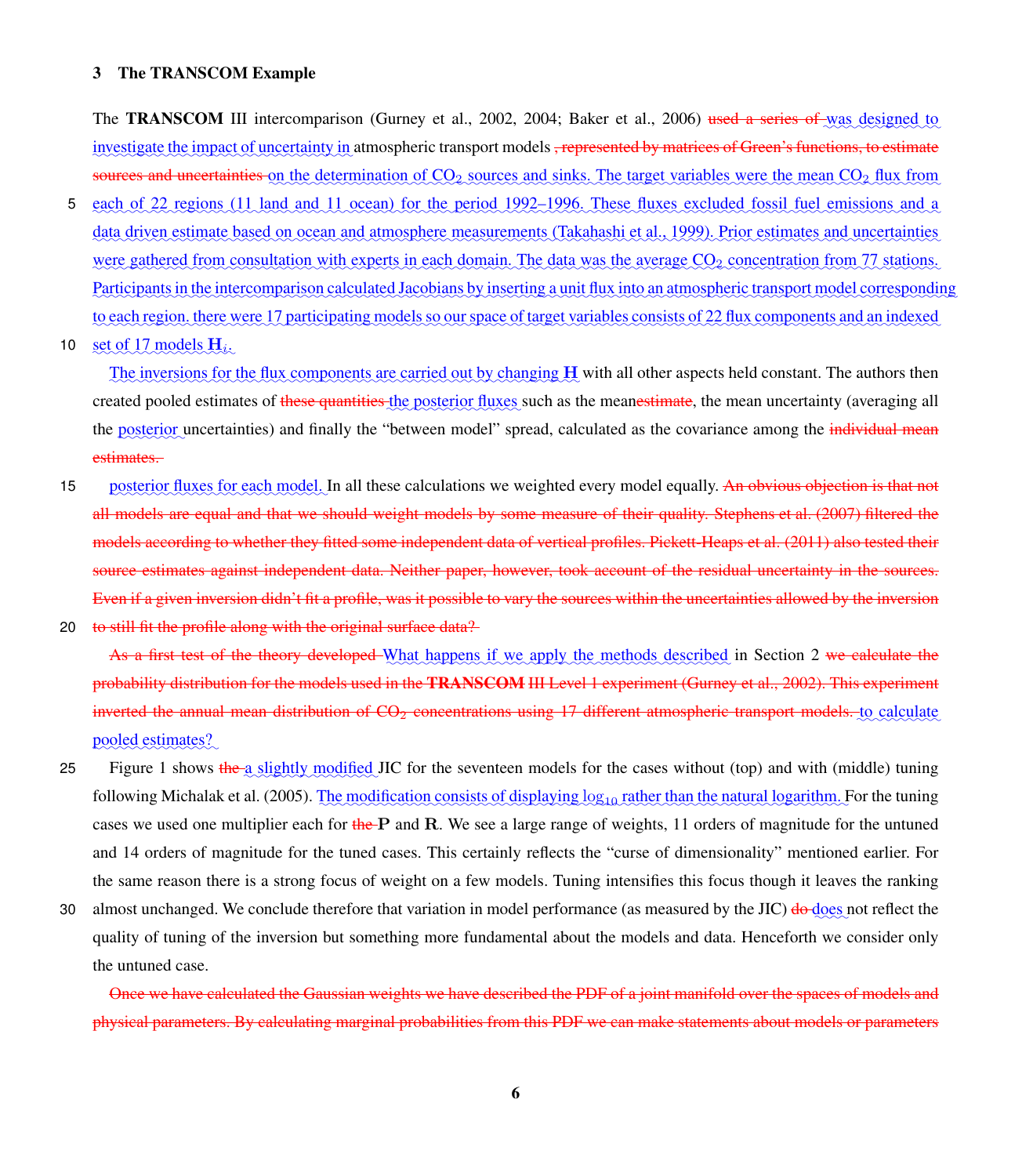## 3 The TRANSCOM Example

The **TRANSCOM** III intercomparison (Gurney et al., 2002, 2004; Baker et al., 2006) ~~used a series of~~ was designed to investigate the impact of uncertainty in atmospheric transport models ~~, represented by matrices of Green's functions, to estimate sources and uncertainties~~ on the determination of $CO_2$ sources and sinks. The target variables were the mean $CO_2$ flux from each of 22 regions (11 land and 11 ocean) for the period 1992–1996. These fluxes excluded fossil fuel emissions and a data driven estimate based on ocean and atmosphere measurements (Takahashi et al., 1999). Prior estimates and uncertainties were gathered from consultation with experts in each domain. The data was the average $CO_2$ concentration from 77 stations. Participants in the intercomparison calculated Jacobians by inserting a unit flux into an atmospheric transport model corresponding to each region. there were 17 participating models so our space of target variables consists of 22 flux components and an indexed set of 17 models $\mathbf{H}_i$.

The inversions for the flux components are carried out by changing $\mathbf{H}$ with all other aspects held constant. The authors then created pooled estimates of ~~these quantities~~ the posterior fluxes such as the mean~~estimate~~, the mean uncertainty (averaging all the posterior uncertainties) and finally the "between model" spread, calculated as the covariance among the ~~individual mean estimates.~~

posterior fluxes for each model. In all these calculations we weighted every model equally. ~~An obvious objection is that not all models are equal and that we should weight models by some measure of their quality. Stephens et al. (2007) filtered the models according to whether they fitted some independent data of vertical profiles. Pickett-Heaps et al. (2011) also tested their source estimates against independent data. Neither paper, however, took account of the residual uncertainty in the sources. Even if a given inversion didn't fit a profile, was it possible to vary the sources within the uncertainties allowed by the inversion to still fit the profile along with the original surface data?~~

~~As a first test of the theory developed~~ What happens if we apply the methods described in Section 2 ~~we calculate the probability distribution for the models used in the **TRANSCOM** III Level 1 experiment (Gurney et al., 2002). This experiment inverted the annual mean distribution of $CO_2$ concentrations using 17 different atmospheric transport models.~~ to calculate pooled estimates?

Figure 1 shows ~~the~~ a slightly modified JIC for the seventeen models for the cases without (top) and with (middle) tuning following Michalak et al. (2005). The modification consists of displaying $\log_{10}$ rather than the natural logarithm. For the tuning cases we used one multiplier each for ~~the~~ $\mathbf{P}$ and $\mathbf{R}$. We see a large range of weights, 11 orders of magnitude for the untuned and 14 orders of magnitude for the tuned cases. This certainly reflects the "curse of dimensionality" mentioned earlier. For the same reason there is a strong focus of weight on a few models. Tuning intensifies this focus though it leaves the ranking almost unchanged. We conclude therefore that variation in model performance (as measured by the JIC) ~~do~~ does not reflect the quality of tuning of the inversion but something more fundamental about the models and data. Henceforth we consider only the untuned case.

~~Once we have calculated the Gaussian weights we have described the PDF of a joint manifold over the spaces of models and physical parameters. By calculating marginal probabilities from this PDF we can make statements about models or parameters~~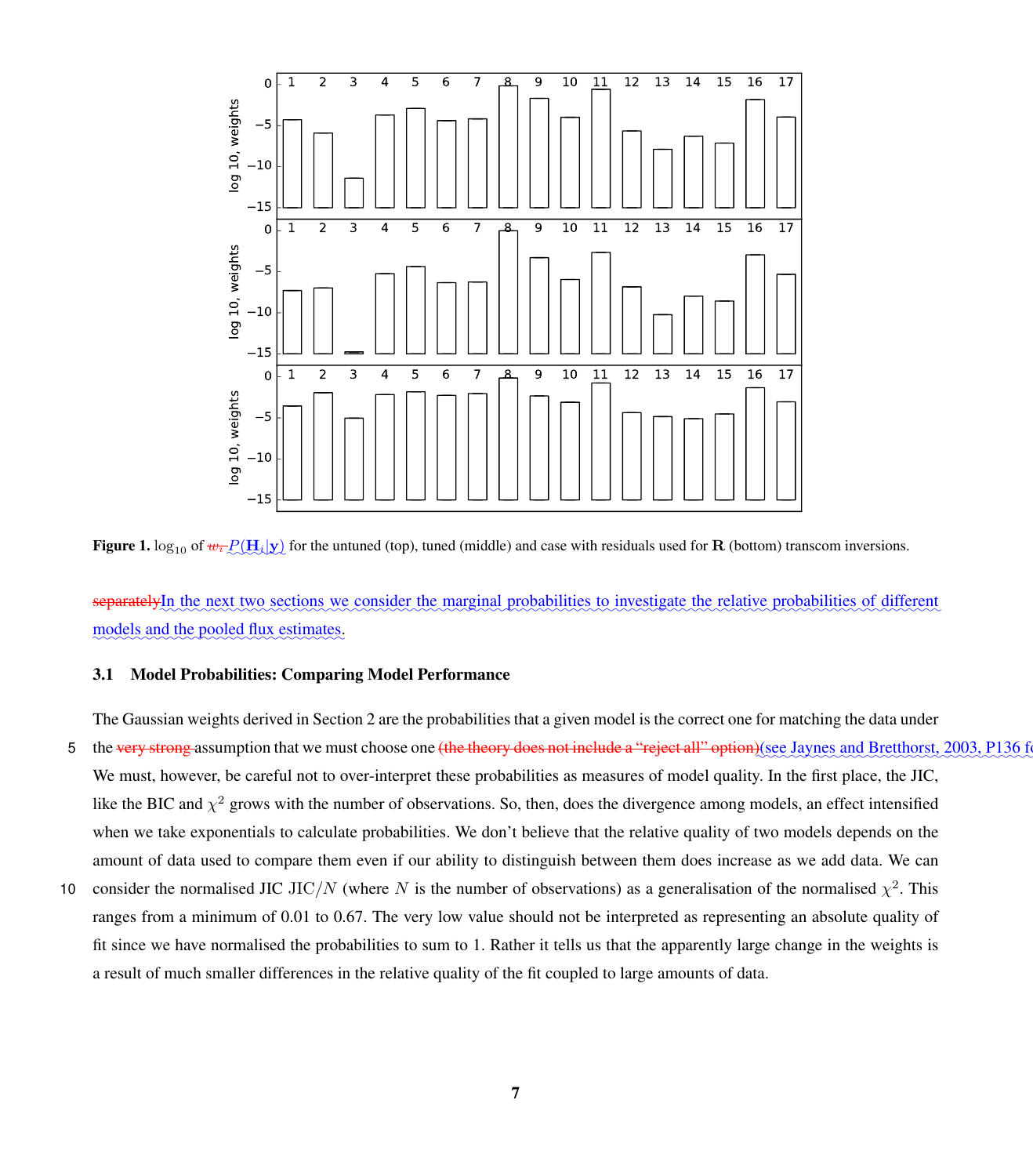**Figure 1.** $\log_{10}$ of ~~$w_i$~~ $P(\mathbf{H}_i|\mathbf{y})$ for the untuned (top), tuned (middle) and case with residuals used for $\mathbf{R}$ (bottom) transcom inversions.

~~separately~~In the next two sections we consider the marginal probabilities to investigate the relative probabilities of different models and the pooled flux estimates.

### 3.1 Model Probabilities: Comparing Model Performance

The Gaussian weights derived in Section 2 are the probabilities that a given model is the correct one for matching the data under the ~~very strong~~ assumption that we must choose one ~~(the theory does not include a "reject all" option)~~(see Jaynes and Bretthorst, 2003, P136 f

We must, however, be careful not to over-interpret these probabilities as measures of model quality. In the first place, the JIC, like the BIC and $\chi^2$ grows with the number of observations. So, then, does the divergence among models, an effect intensified when we take exponentials to calculate probabilities. We don't believe that the relative quality of two models depends on the amount of data used to compare them even if our ability to distinguish between them does increase as we add data. We can consider the normalised JIC $\mathrm{JIC}/N$ (where $N$ is the number of observations) as a generalisation of the normalised $\chi^2$. This ranges from a minimum of 0.01 to 0.67. The very low value should not be interpreted as representing an absolute quality of fit since we have normalised the probabilities to sum to 1. Rather it tells us that the apparently large change in the weights is a result of much smaller differences in the relative quality of the fit coupled to large amounts of data.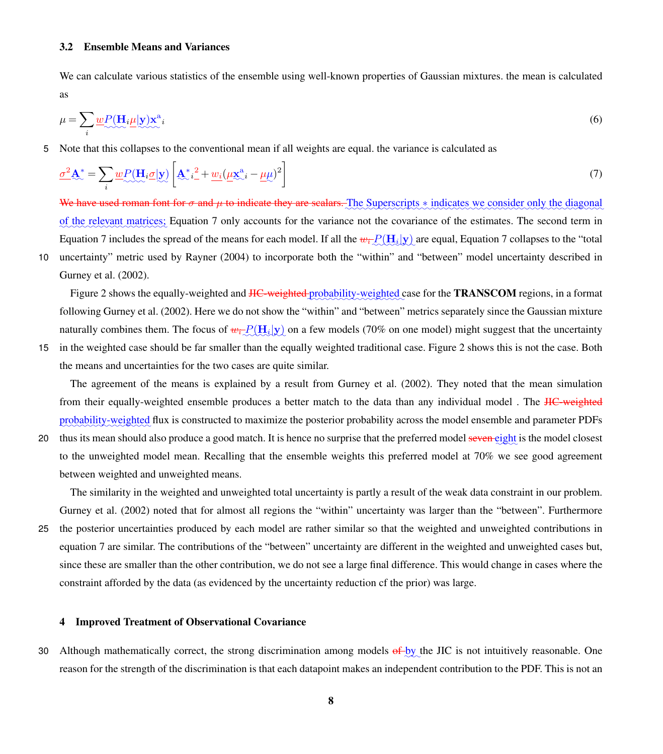### 3.2 Ensemble Means and Variances

We can calculate various statistics of the ensemble using well-known properties of Gaussian mixtures. the mean is calculated as

$$\mu = \sum_i w P(\mathbf{H}_i \mu |\mathbf{y}) \mathbf{x}^{\mathrm{a}}{}_i \tag{6}$$

Note that this collapses to the conventional mean if all weights are equal. the variance is calculated as

$$\sigma^2 \mathbf{A}^* = \sum_i w P(\mathbf{H}_i \sigma |\mathbf{y}) \left[ \mathbf{A}^*{}_i{}^2 + w_i (\mu \mathbf{x}^{\mathrm{a}}{}_i - \mu\mu)^2 \right] \tag{7}$$

~~We have used roman font for $\sigma$ and $\mu$ to indicate they are scalars.~~ The Superscripts $*$ indicates we consider only the diagonal of the relevant matrices; Equation 7 only accounts for the variance not the covariance of the estimates. The second term in Equation 7 includes the spread of the means for each model. If all the ~~$w_i$~~ $P(\mathbf{H}_i|\mathbf{y})$ are equal, Equation 7 collapses to the "total uncertainty" metric used by Rayner (2004) to incorporate both the "within" and "between" model uncertainty described in Gurney et al. (2002).

Figure 2 shows the equally-weighted and ~~JIC-weighted~~ probability-weighted case for the **TRANSCOM** regions, in a format following Gurney et al. (2002). Here we do not show the "within" and "between" metrics separately since the Gaussian mixture naturally combines them. The focus of ~~$w_i$~~ $P(\mathbf{H}_i|\mathbf{y})$ on a few models (70% on one model) might suggest that the uncertainty in the weighted case should be far smaller than the equally weighted traditional case. Figure 2 shows this is not the case. Both the means and uncertainties for the two cases are quite similar.

The agreement of the means is explained by a result from Gurney et al. (2002). They noted that the mean simulation from their equally-weighted ensemble produces a better match to the data than any individual model . The ~~JIC-weighted~~ probability-weighted flux is constructed to maximize the posterior probability across the model ensemble and parameter PDFs thus its mean should also produce a good match. It is hence no surprise that the preferred model ~~seven~~ eight is the model closest to the unweighted model mean. Recalling that the ensemble weights this preferred model at 70% we see good agreement between weighted and unweighted means.

The similarity in the weighted and unweighted total uncertainty is partly a result of the weak data constraint in our problem. Gurney et al. (2002) noted that for almost all regions the "within" uncertainty was larger than the "between". Furthermore the posterior uncertainties produced by each model are rather similar so that the weighted and unweighted contributions in equation 7 are similar. The contributions of the "between" uncertainty are different in the weighted and unweighted cases but, since these are smaller than the other contribution, we do not see a large final difference. This would change in cases where the constraint afforded by the data (as evidenced by the uncertainty reduction cf the prior) was large.

## 4 Improved Treatment of Observational Covariance

Although mathematically correct, the strong discrimination among models ~~of~~ by the JIC is not intuitively reasonable. One reason for the strength of the discrimination is that each datapoint makes an independent contribution to the PDF. This is not an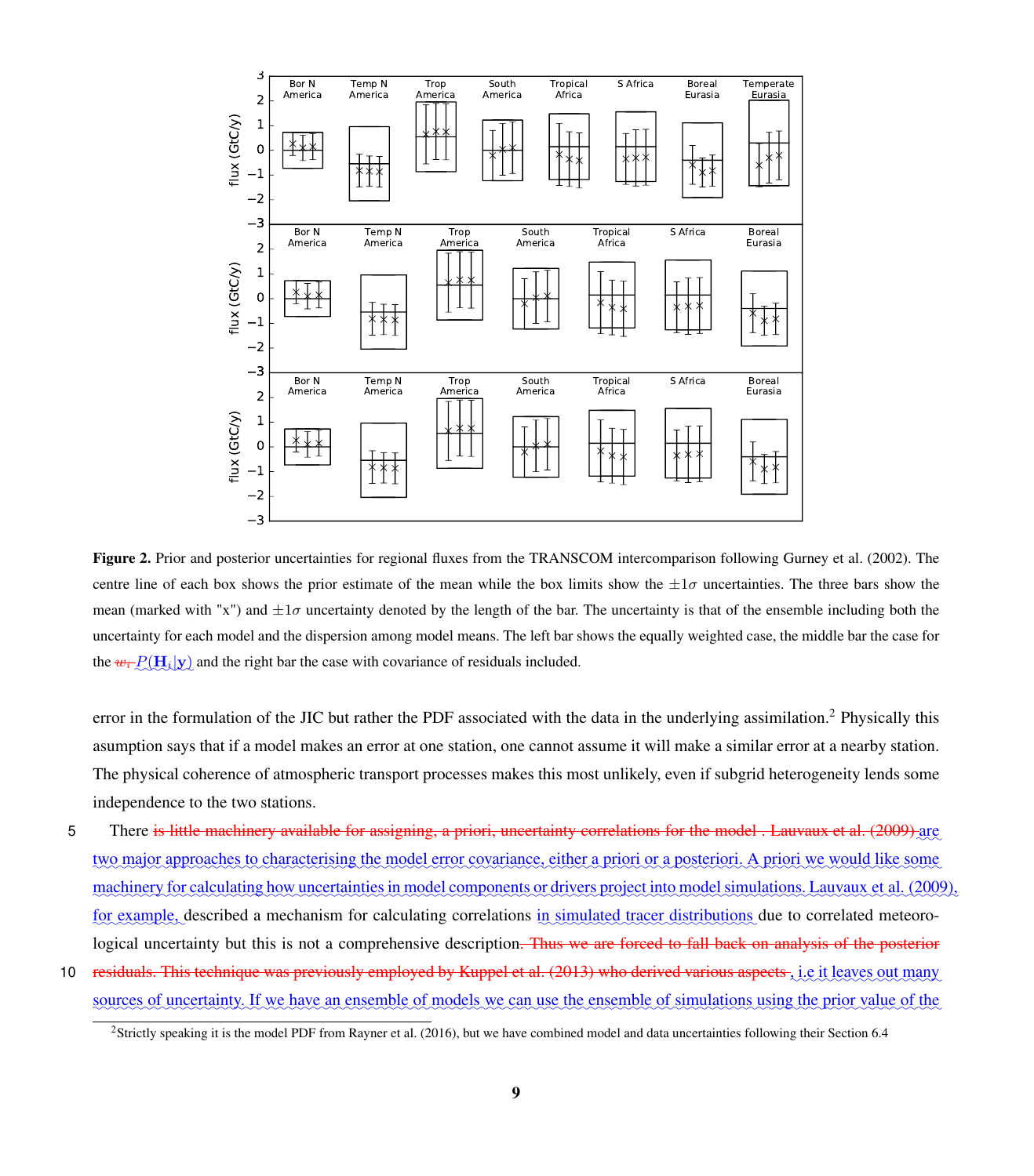**Figure 2.** Prior and posterior uncertainties for regional fluxes from the TRANSCOM intercomparison following Gurney et al. (2002). The centre line of each box shows the prior estimate of the mean while the box limits show the $\pm 1\sigma$ uncertainties. The three bars show the mean (marked with "x") and $\pm 1\sigma$ uncertainty denoted by the length of the bar. The uncertainty is that of the ensemble including both the uncertainty for each model and the dispersion among model means. The left bar shows the equally weighted case, the middle bar the case for the ~~$w_i$~~ $P(\mathbf{H}_i|\mathbf{y})$ and the right bar the case with covariance of residuals included.

error in the formulation of the JIC but rather the PDF associated with the data in the underlying assimilation.[2] Physically this asumption says that if a model makes an error at one station, one cannot assume it will make a similar error at a nearby station. The physical coherence of atmospheric transport processes makes this most unlikely, even if subgrid heterogeneity lends some independence to the two stations.

There ~~is little machinery available for assigning, a priori, uncertainty correlations for the model . Lauvaux et al. (2009)~~ are two major approaches to characterising the model error covariance, either a priori or a posteriori. A priori we would like some machinery for calculating how uncertainties in model components or drivers project into model simulations. Lauvaux et al. (2009), for example, described a mechanism for calculating correlations in simulated tracer distributions due to correlated meteorological uncertainty but this is not a comprehensive description~~. Thus we are forced to fall back on analysis of the posterior residuals. This technique was previously employed by Kuppel et al. (2013) who derived various aspects~~ , i.e it leaves out many sources of uncertainty. If we have an ensemble of models we can use the ensemble of simulations using the prior value of the

[2] Strictly speaking it is the model PDF from Rayner et al. (2016), but we have combined model and data uncertainties following their Section 6.4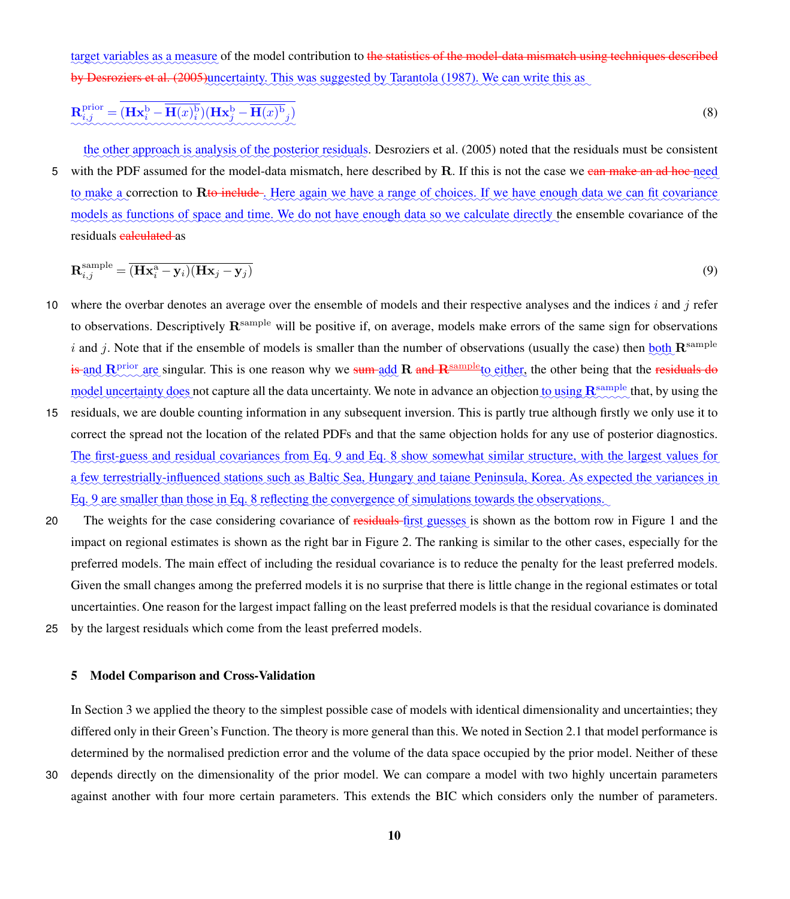target variables as a measure of the model contribution to the statistics of the model-data mismatch using techniques described by Desroziers et al. (2005)uncertainty. This was suggested by Tarantola (1987). We can write this as

$$\mathbf{R}^{\mathrm{prior}}_{i,j} = \overline{(\mathbf{H}\mathbf{x}^{\mathrm{b}}_i - \overline{\mathbf{H}(x)^{\mathrm{b}}_i})(\mathbf{H}\mathbf{x}^{\mathrm{b}}_j - \overline{\mathbf{H}(x)^{\mathrm{b}}_j})} \tag{8}$$

the other approach is analysis of the posterior residuals. Desroziers et al. (2005) noted that the residuals must be consistent with the PDF assumed for the model-data mismatch, here described by $\mathbf{R}$. If this is not the case we can make an ad hoc need to make a correction to $\mathbf{R}$to include . Here again we have a range of choices. If we have enough data we can fit covariance models as functions of space and time. We do not have enough data so we calculate directly the ensemble covariance of the residuals calculated as

$$\mathbf{R}^{\mathrm{sample}}_{i,j} = \overline{(\mathbf{H}\mathbf{x}^{\mathrm{a}}_i - \mathbf{y}_i)(\mathbf{H}\mathbf{x}_j - \mathbf{y}_j)} \tag{9}$$

where the overbar denotes an average over the ensemble of models and their respective analyses and the indices $i$ and $j$ refer to observations. Descriptively $\mathbf{R}^{\mathrm{sample}}$ will be positive if, on average, models make errors of the same sign for observations $i$ and $j$. Note that if the ensemble of models is smaller than the number of observations (usually the case) then both $\mathbf{R}^{\mathrm{sample}}$ is and $\mathbf{R}^{\mathrm{prior}}$ are singular. This is one reason why we sum add $\mathbf{R}$ and $\mathbf{R}^{\mathrm{sample}}$to either, the other being that the residuals do model uncertainty does not capture all the data uncertainty. We note in advance an objection to using $\mathbf{R}^{\mathrm{sample}}$ that, by using the residuals, we are double counting information in any subsequent inversion. This is partly true although firstly we only use it to correct the spread not the location of the related PDFs and that the same objection holds for any use of posterior diagnostics. The first-guess and residual covariances from Eq. 9 and Eq. 8 show somewhat similar structure, with the largest values for a few terrestrially-influenced stations such as Baltic Sea, Hungary and taiane Peninsula, Korea. As expected the variances in Eq. 9 are smaller than those in Eq. 8 reflecting the convergence of simulations towards the observations.

The weights for the case considering covariance of residuals first guesses is shown as the bottom row in Figure 1 and the impact on regional estimates is shown as the right bar in Figure 2. The ranking is similar to the other cases, especially for the preferred models. The main effect of including the residual covariance is to reduce the penalty for the least preferred models. Given the small changes among the preferred models it is no surprise that there is little change in the regional estimates or total uncertainties. One reason for the largest impact falling on the least preferred models is that the residual covariance is dominated by the largest residuals which come from the least preferred models.

## 5 Model Comparison and Cross-Validation

In Section 3 we applied the theory to the simplest possible case of models with identical dimensionality and uncertainties; they differed only in their Green's Function. The theory is more general than this. We noted in Section 2.1 that model performance is determined by the normalised prediction error and the volume of the data space occupied by the prior model. Neither of these depends directly on the dimensionality of the prior model. We can compare a model with two highly uncertain parameters against another with four more certain parameters. This extends the BIC which considers only the number of parameters.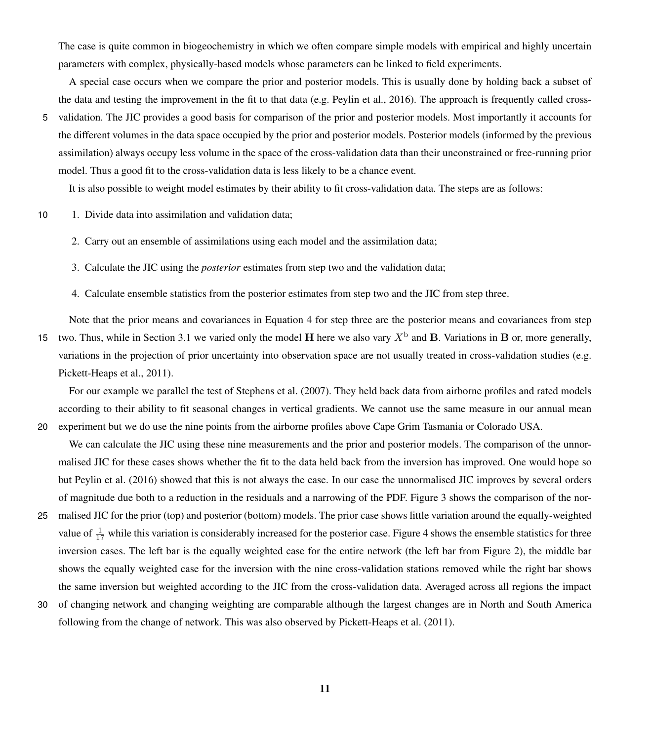The case is quite common in biogeochemistry in which we often compare simple models with empirical and highly uncertain parameters with complex, physically-based models whose parameters can be linked to field experiments.

A special case occurs when we compare the prior and posterior models. This is usually done by holding back a subset of the data and testing the improvement in the fit to that data (e.g. Peylin et al., 2016). The approach is frequently called cross-validation. The JIC provides a good basis for comparison of the prior and posterior models. Most importantly it accounts for the different volumes in the data space occupied by the prior and posterior models. Posterior models (informed by the previous assimilation) always occupy less volume in the space of the cross-validation data than their unconstrained or free-running prior model. Thus a good fit to the cross-validation data is less likely to be a chance event.

It is also possible to weight model estimates by their ability to fit cross-validation data. The steps are as follows:

1. Divide data into assimilation and validation data;
2. Carry out an ensemble of assimilations using each model and the assimilation data;
3. Calculate the JIC using the *posterior* estimates from step two and the validation data;
4. Calculate ensemble statistics from the posterior estimates from step two and the JIC from step three.

Note that the prior means and covariances in Equation 4 for step three are the posterior means and covariances from step two. Thus, while in Section 3.1 we varied only the model $\mathbf{H}$ here we also vary $X^{\mathrm{b}}$ and $\mathbf{B}$. Variations in $\mathbf{B}$ or, more generally, variations in the projection of prior uncertainty into observation space are not usually treated in cross-validation studies (e.g. Pickett-Heaps et al., 2011).

For our example we parallel the test of Stephens et al. (2007). They held back data from airborne profiles and rated models according to their ability to fit seasonal changes in vertical gradients. We cannot use the same measure in our annual mean experiment but we do use the nine points from the airborne profiles above Cape Grim Tasmania or Colorado USA.

We can calculate the JIC using these nine measurements and the prior and posterior models. The comparison of the unnormalised JIC for these cases shows whether the fit to the data held back from the inversion has improved. One would hope so but Peylin et al. (2016) showed that this is not always the case. In our case the unnormalised JIC improves by several orders of magnitude due both to a reduction in the residuals and a narrowing of the PDF. Figure 3 shows the comparison of the normalised JIC for the prior (top) and posterior (bottom) models. The prior case shows little variation around the equally-weighted value of $\frac{1}{17}$ while this variation is considerably increased for the posterior case. Figure 4 shows the ensemble statistics for three inversion cases. The left bar is the equally weighted case for the entire network (the left bar from Figure 2), the middle bar shows the equally weighted case for the inversion with the nine cross-validation stations removed while the right bar shows the same inversion but weighted according to the JIC from the cross-validation data. Averaged across all regions the impact of changing network and changing weighting are comparable although the largest changes are in North and South America following from the change of network. This was also observed by Pickett-Heaps et al. (2011).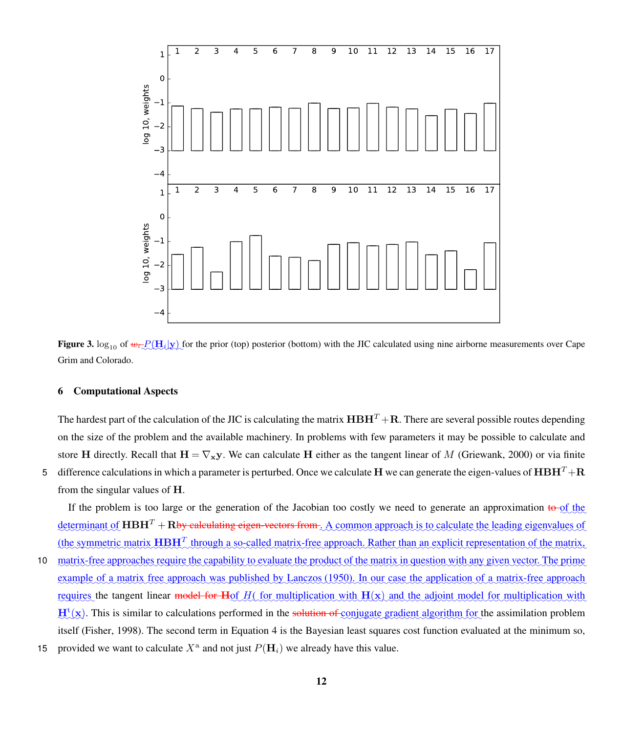Figure 3. $\log_{10}$ of ~~$w_i$~~ $P(\mathbf{H}_i|\mathbf{y})$ for the prior (top) posterior (bottom) with the JIC calculated using nine airborne measurements over Cape Grim and Colorado.

## 6 Computational Aspects

The hardest part of the calculation of the JIC is calculating the matrix $\mathbf{HBH}^T + \mathbf{R}$. There are several possible routes depending on the size of the problem and the available machinery. In problems with few parameters it may be possible to calculate and store $\mathbf{H}$ directly. Recall that $\mathbf{H} = \nabla_{\mathbf{x}}\mathbf{y}$. We can calculate $\mathbf{H}$ either as the tangent linear of $M$ (Griewank, 2000) or via finite difference calculations in which a parameter is perturbed. Once we calculate $\mathbf{H}$ we can generate the eigen-values of $\mathbf{HBH}^T + \mathbf{R}$ from the singular values of $\mathbf{H}$.

If the problem is too large or the generation of the Jacobian too costly we need to generate an approximation ~~to~~ of the determinant of $\mathbf{HBH}^T + \mathbf{R}$~~by calculating eigen-vectors from~~. A common approach is to calculate the leading eigenvalues of (the symmetric matrix $\mathbf{HBH}^T$ through a so-called matrix-free approach. Rather than an explicit representation of the matrix, matrix-free approaches require the capability to evaluate the product of the matrix in question with any given vector. The prime example of a matrix free approach was published by Lanczos (1950). In our case the application of a matrix-free approach requires the tangent linear ~~model for~~ ~~$\mathbf{H}$~~of $H($ for multiplication with $\mathbf{H}(\mathbf{x})$ and the adjoint model for multiplication with $\mathbf{H}^{t}(\mathbf{x})$. This is similar to calculations performed in the ~~solution of~~ conjugate gradient algorithm for the assimilation problem itself (Fisher, 1998). The second term in Equation 4 is the Bayesian least squares cost function evaluated at the minimum so, provided we want to calculate $X^{\mathrm{a}}$ and not just $P(\mathbf{H}_i)$ we already have this value.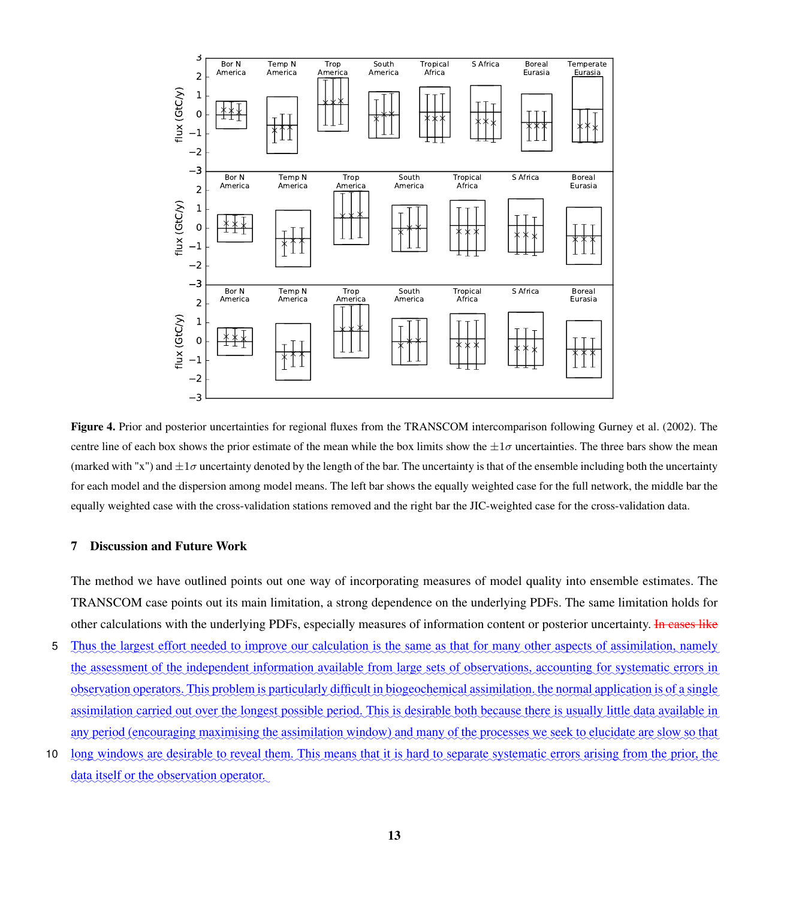Figure 4. Prior and posterior uncertainties for regional fluxes from the TRANSCOM intercomparison following Gurney et al. (2002). The centre line of each box shows the prior estimate of the mean while the box limits show the $\pm 1\sigma$ uncertainties. The three bars show the mean (marked with "x") and $\pm 1\sigma$ uncertainty denoted by the length of the bar. The uncertainty is that of the ensemble including both the uncertainty for each model and the dispersion among model means. The left bar shows the equally weighted case for the full network, the middle bar the equally weighted case with the cross-validation stations removed and the right bar the JIC-weighted case for the cross-validation data.

## 7 Discussion and Future Work

The method we have outlined points out one way of incorporating measures of model quality into ensemble estimates. The TRANSCOM case points out its main limitation, a strong dependence on the underlying PDFs. The same limitation holds for other calculations with the underlying PDFs, especially measures of information content or posterior uncertainty. ~~In cases like~~ Thus the largest effort needed to improve our calculation is the same as that for many other aspects of assimilation, namely the assessment of the independent information available from large sets of observations, accounting for systematic errors in observation operators. This problem is particularly difficult in biogeochemical assimilation. the normal application is of a single assimilation carried out over the longest possible period. This is desirable both because there is usually little data available in any period (encouraging maximising the assimilation window) and many of the processes we seek to elucidate are slow so that long windows are desirable to reveal them. This means that it is hard to separate systematic errors arising from the prior, the data itself or the observation operator.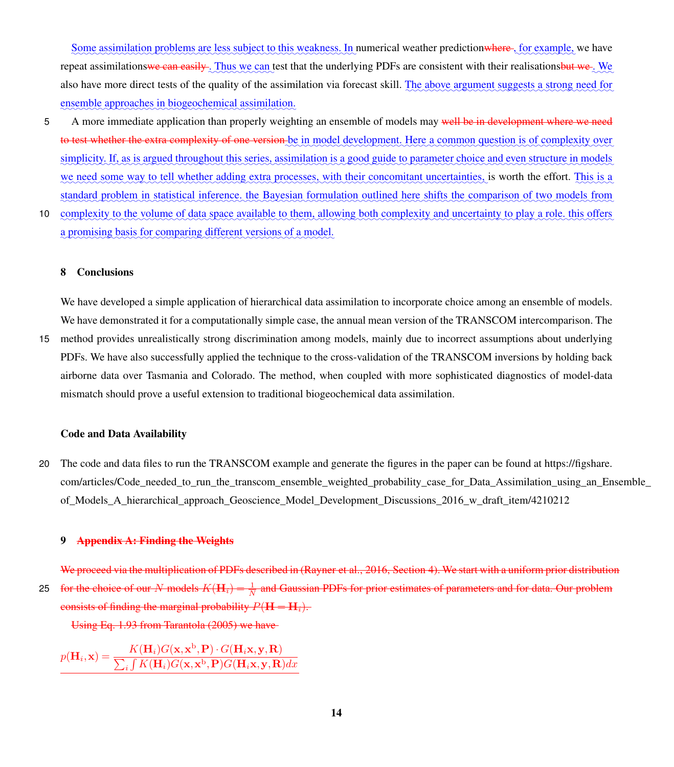Some assimilation problems are less subject to this weakness. In numerical weather prediction~~where~~ , for example, we have repeat assimilations~~we can easily~~ . Thus we can test that the underlying PDFs are consistent with their realisations~~but we~~ . We also have more direct tests of the quality of the assimilation via forecast skill. The above argument suggests a strong need for ensemble approaches in biogeochemical assimilation.

A more immediate application than properly weighting an ensemble of models may ~~well be in development where we need to test whether the extra complexity of one version~~ be in model development. Here a common question is of complexity over simplicity. If, as is argued throughout this series, assimilation is a good guide to parameter choice and even structure in models we need some way to tell whether adding extra processes, with their concomitant uncertainties, is worth the effort. This is a standard problem in statistical inference. the Bayesian formulation outlined here shifts the comparison of two models from complexity to the volume of data space available to them, allowing both complexity and uncertainty to play a role. this offers a promising basis for comparing different versions of a model.

## 8 Conclusions

We have developed a simple application of hierarchical data assimilation to incorporate choice among an ensemble of models. We have demonstrated it for a computationally simple case, the annual mean version of the TRANSCOM intercomparison. The method provides unrealistically strong discrimination among models, mainly due to incorrect assumptions about underlying PDFs. We have also successfully applied the technique to the cross-validation of the TRANSCOM inversions by holding back airborne data over Tasmania and Colorado. The method, when coupled with more sophisticated diagnostics of model-data mismatch should prove a useful extension to traditional biogeochemical data assimilation.

### Code and Data Availability

The code and data files to run the TRANSCOM example and generate the figures in the paper can be found at https://figshare.com/articles/Code_needed_to_run_the_transcom_ensemble_weighted_probability_case_for_Data_Assimilation_using_an_Ensemble_of_Models_A_hierarchical_approach_Geoscience_Model_Development_Discussions_2016_w_draft_item/4210212

## 9 ~~Appendix A: Finding the Weights~~

~~We proceed via the multiplication of PDFs described in (Rayner et al., 2016, Section 4). We start with a uniform prior distribution for the choice of our $N$ models $K(\mathbf{H}_i) = \frac{1}{N}$ and Gaussian PDFs for prior estimates of parameters and for data. Our problem consists of finding the marginal probability $P(\mathbf{H} = \mathbf{H}_i)$.~~

~~Using Eq. 1.93 from Tarantola (2005) we have~~

$$p(\mathbf{H}_i, \mathbf{x}) = \frac{K(\mathbf{H}_i) G(\mathbf{x}, \mathbf{x}^{\mathrm{b}}, \mathbf{P}) \cdot G(\mathbf{H}_i \mathbf{x}, \mathbf{y}, \mathbf{R})}{\sum_i \int K(\mathbf{H}_i) G(\mathbf{x}, \mathbf{x}^{\mathrm{b}}, \mathbf{P}) G(\mathbf{H}_i \mathbf{x}, \mathbf{y}, \mathbf{R}) dx}$$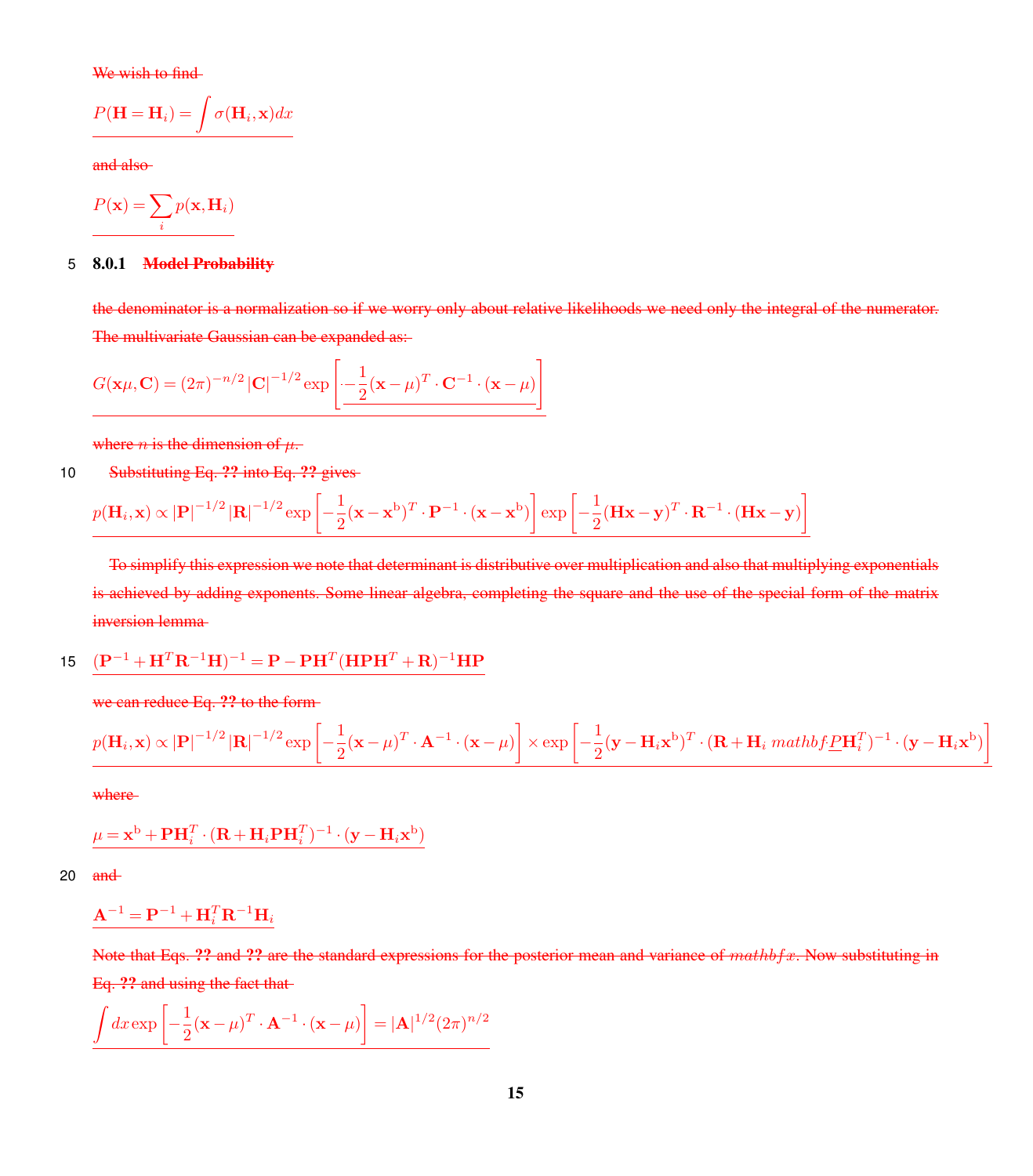We wish to find

$$P(\mathbf{H} = \mathbf{H}_i) = \int \sigma(\mathbf{H}_i, \mathbf{x}) dx$$

and also

$$P(\mathbf{x}) = \sum_i p(\mathbf{x}, \mathbf{H}_i)$$

#### 8.0.1 Model Probability

the denominator is a normalization so if we worry only about relative likelihoods we need only the integral of the numerator. The multivariate Gaussian can be expanded as:

$$G(\mathbf{x}\mu, \mathbf{C}) = (2\pi)^{-n/2} |\mathbf{C}|^{-1/2} \exp\left[-\frac{1}{2}(\mathbf{x} - \mu)^T \cdot \mathbf{C}^{-1} \cdot (\mathbf{x} - \mu)\right]$$

where $n$ is the dimension of $\mu$.

Substituting Eq. ?? into Eq. ?? gives

$$p(\mathbf{H}_i, \mathbf{x}) \propto |\mathbf{P}|^{-1/2} |\mathbf{R}|^{-1/2} \exp\left[-\frac{1}{2}(\mathbf{x} - \mathbf{x}^{\mathrm{b}})^T \cdot \mathbf{P}^{-1} \cdot (\mathbf{x} - \mathbf{x}^{\mathrm{b}})\right] \exp\left[-\frac{1}{2}(\mathbf{H}\mathbf{x} - \mathbf{y})^T \cdot \mathbf{R}^{-1} \cdot (\mathbf{H}\mathbf{x} - \mathbf{y})\right]$$

To simplify this expression we note that determinant is distributive over multiplication and also that multiplying exponentials is achieved by adding exponents. Some linear algebra, completing the square and the use of the special form of the matrix inversion lemma

$$(\mathbf{P}^{-1} + \mathbf{H}^T\mathbf{R}^{-1}\mathbf{H})^{-1} = \mathbf{P} - \mathbf{P}\mathbf{H}^T(\mathbf{H}\mathbf{P}\mathbf{H}^T + \mathbf{R})^{-1}\mathbf{H}\mathbf{P}$$

we can reduce Eq. ?? to the form

$$p(\mathbf{H}_i, \mathbf{x}) \propto |\mathbf{P}|^{-1/2} |\mathbf{R}|^{-1/2} \exp\left[-\frac{1}{2}(\mathbf{x} - \mu)^T \cdot \mathbf{A}^{-1} \cdot (\mathbf{x} - \mu)\right] \times \exp\left[-\frac{1}{2}(\mathbf{y} - \mathbf{H}_i\mathbf{x}^{\mathrm{b}})^T \cdot (\mathbf{R} + \mathbf{H}_i\, mathbf{P}\mathbf{H}_i^T)^{-1} \cdot (\mathbf{y} - \mathbf{H}_i\mathbf{x}^{\mathrm{b}})\right]$$

where

$$\mu = \mathbf{x}^{\mathrm{b}} + \mathbf{P}\mathbf{H}_i^T \cdot (\mathbf{R} + \mathbf{H}_i\mathbf{P}\mathbf{H}_i^T)^{-1} \cdot (\mathbf{y} - \mathbf{H}_i\mathbf{x}^{\mathrm{b}})$$

and

$$\mathbf{A}^{-1} = \mathbf{P}^{-1} + \mathbf{H}_i^T\mathbf{R}^{-1}\mathbf{H}_i$$

Note that Eqs. ?? and ?? are the standard expressions for the posterior mean and variance of $mathbf{x}$. Now substituting in Eq. ?? and using the fact that

$$\int dx \exp\left[-\frac{1}{2}(\mathbf{x} - \mu)^T \cdot \mathbf{A}^{-1} \cdot (\mathbf{x} - \mu)\right] = |\mathbf{A}|^{1/2}(2\pi)^{n/2}$$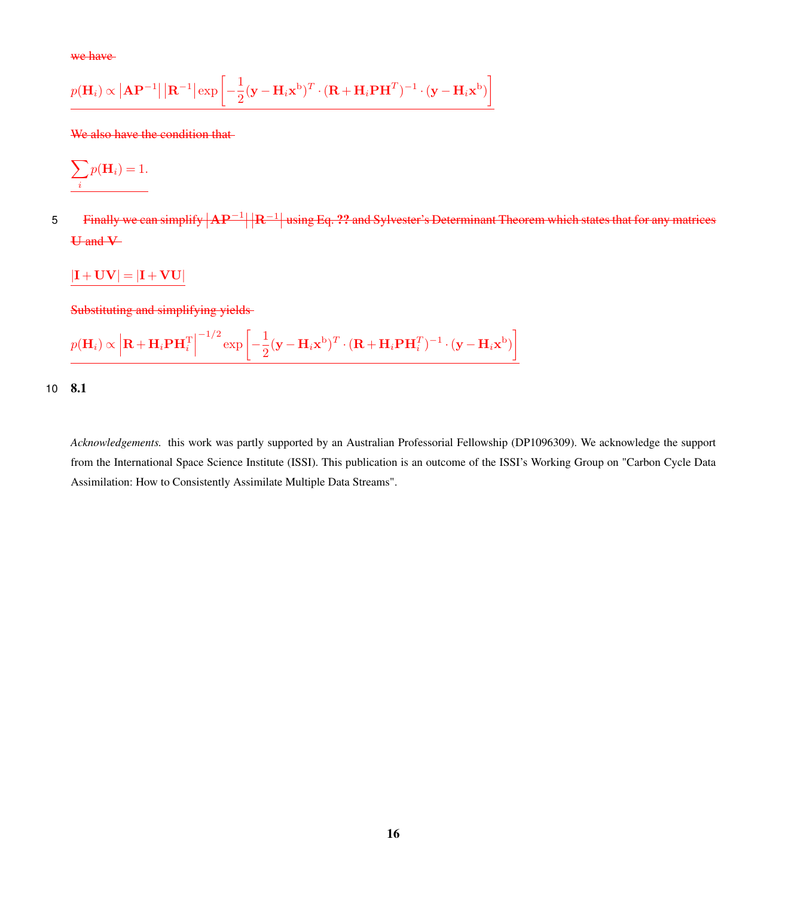we have

$$p(\mathbf{H}_i) \propto \left|\mathbf{A}\mathbf{P}^{-1}\right| \left|\mathbf{R}^{-1}\right| \exp\left[-\frac{1}{2}(\mathbf{y}-\mathbf{H}_i\mathbf{x}^{\mathrm{b}})^T \cdot (\mathbf{R}+\mathbf{H}_i\mathbf{P}\mathbf{H}^T)^{-1} \cdot (\mathbf{y}-\mathbf{H}_i\mathbf{x}^{\mathrm{b}})\right]$$

We also have the condition that

$$\sum_i p(\mathbf{H}_i) = 1.$$

Finally we can simplify $\left|\mathbf{A}\mathbf{P}^{-1}\right| \left|\mathbf{R}^{-1}\right|$ using Eq. ?? and Sylvester's Determinant Theorem which states that for any matrices $\mathbf{U}$ and $\mathbf{V}$

$$|\mathbf{I}+\mathbf{U}\mathbf{V}| = |\mathbf{I}+\mathbf{V}\mathbf{U}|$$

Substituting and simplifying yields

$$p(\mathbf{H}_i) \propto \left|\mathbf{R}+\mathbf{H}_i\mathbf{P}\mathbf{H}_i^{\mathrm{T}}\right|^{-1/2} \exp\left[-\frac{1}{2}(\mathbf{y}-\mathbf{H}_i\mathbf{x}^{\mathrm{b}})^T \cdot (\mathbf{R}+\mathbf{H}_i\mathbf{P}\mathbf{H}_i^T)^{-1} \cdot (\mathbf{y}-\mathbf{H}_i\mathbf{x}^{\mathrm{b}})\right]$$

## 8.1

*Acknowledgements.* this work was partly supported by an Australian Professorial Fellowship (DP1096309). We acknowledge the support from the International Space Science Institute (ISSI). This publication is an outcome of the ISSI's Working Group on "Carbon Cycle Data Assimilation: How to Consistently Assimilate Multiple Data Streams".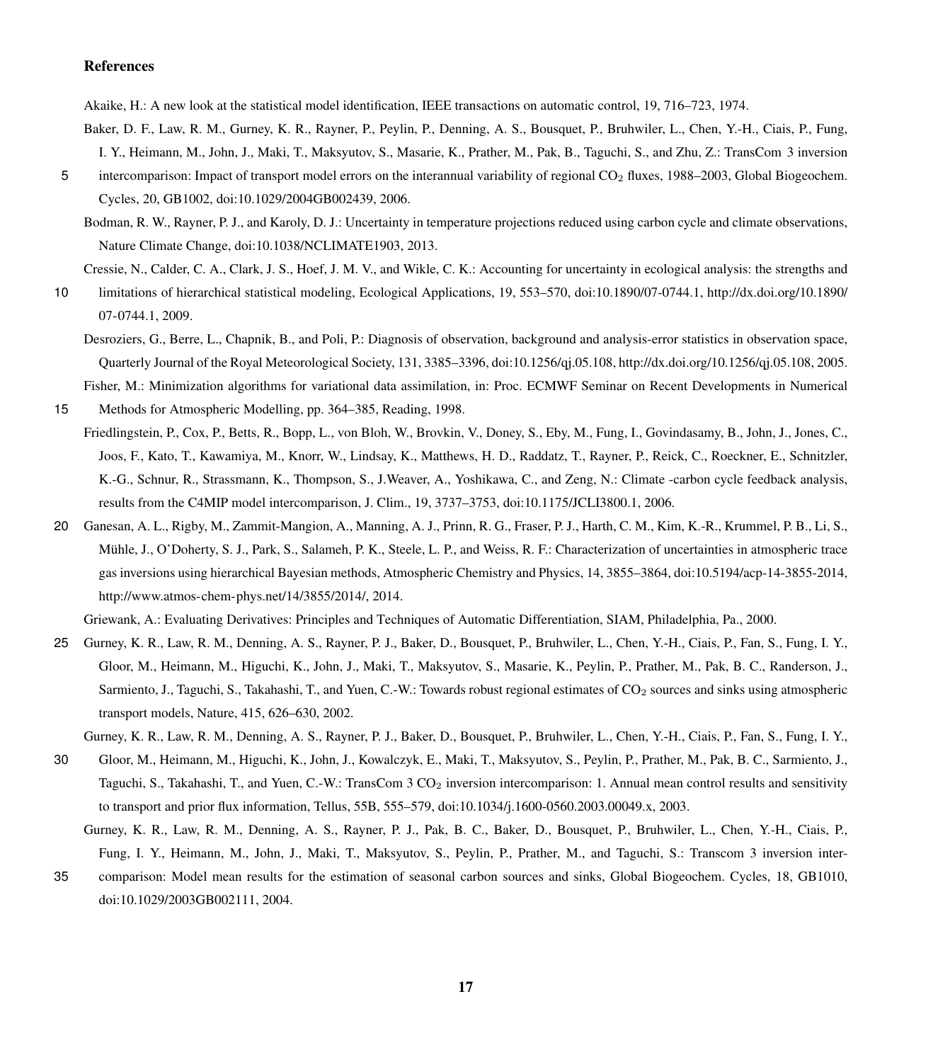## References

Akaike, H.: A new look at the statistical model identification, IEEE transactions on automatic control, 19, 716–723, 1974.

Baker, D. F., Law, R. M., Gurney, K. R., Rayner, P., Peylin, P., Denning, A. S., Bousquet, P., Bruhwiler, L., Chen, Y.-H., Ciais, P., Fung, I. Y., Heimann, M., John, J., Maki, T., Maksyutov, S., Masarie, K., Prather, M., Pak, B., Taguchi, S., and Zhu, Z.: TransCom 3 inversion intercomparison: Impact of transport model errors on the interannual variability of regional $CO_2$ fluxes, 1988–2003, Global Biogeochem. Cycles, 20, GB1002, doi:10.1029/2004GB002439, 2006.

Bodman, R. W., Rayner, P. J., and Karoly, D. J.: Uncertainty in temperature projections reduced using carbon cycle and climate observations, Nature Climate Change, doi:10.1038/NCLIMATE1903, 2013.

Cressie, N., Calder, C. A., Clark, J. S., Hoef, J. M. V., and Wikle, C. K.: Accounting for uncertainty in ecological analysis: the strengths and limitations of hierarchical statistical modeling, Ecological Applications, 19, 553–570, doi:10.1890/07-0744.1, http://dx.doi.org/10.1890/07-0744.1, 2009.

Desroziers, G., Berre, L., Chapnik, B., and Poli, P.: Diagnosis of observation, background and analysis-error statistics in observation space, Quarterly Journal of the Royal Meteorological Society, 131, 3385–3396, doi:10.1256/qj.05.108, http://dx.doi.org/10.1256/qj.05.108, 2005.

Fisher, M.: Minimization algorithms for variational data assimilation, in: Proc. ECMWF Seminar on Recent Developments in Numerical Methods for Atmospheric Modelling, pp. 364–385, Reading, 1998.

Friedlingstein, P., Cox, P., Betts, R., Bopp, L., von Bloh, W., Brovkin, V., Doney, S., Eby, M., Fung, I., Govindasamy, B., John, J., Jones, C., Joos, F., Kato, T., Kawamiya, M., Knorr, W., Lindsay, K., Matthews, H. D., Raddatz, T., Rayner, P., Reick, C., Roeckner, E., Schnitzler, K.-G., Schnur, R., Strassmann, K., Thompson, S., J.Weaver, A., Yoshikawa, C., and Zeng, N.: Climate -carbon cycle feedback analysis, results from the C4MIP model intercomparison, J. Clim., 19, 3737–3753, doi:10.1175/JCLI3800.1, 2006.

Ganesan, A. L., Rigby, M., Zammit-Mangion, A., Manning, A. J., Prinn, R. G., Fraser, P. J., Harth, C. M., Kim, K.-R., Krummel, P. B., Li, S., Mühle, J., O'Doherty, S. J., Park, S., Salameh, P. K., Steele, L. P., and Weiss, R. F.: Characterization of uncertainties in atmospheric trace gas inversions using hierarchical Bayesian methods, Atmospheric Chemistry and Physics, 14, 3855–3864, doi:10.5194/acp-14-3855-2014, http://www.atmos-chem-phys.net/14/3855/2014/, 2014.

Griewank, A.: Evaluating Derivatives: Principles and Techniques of Automatic Differentiation, SIAM, Philadelphia, Pa., 2000.

Gurney, K. R., Law, R. M., Denning, A. S., Rayner, P. J., Baker, D., Bousquet, P., Bruhwiler, L., Chen, Y.-H., Ciais, P., Fan, S., Fung, I. Y., Gloor, M., Heimann, M., Higuchi, K., John, J., Maki, T., Maksyutov, S., Masarie, K., Peylin, P., Prather, M., Pak, B. C., Randerson, J., Sarmiento, J., Taguchi, S., Takahashi, T., and Yuen, C.-W.: Towards robust regional estimates of $CO_2$ sources and sinks using atmospheric transport models, Nature, 415, 626–630, 2002.

Gurney, K. R., Law, R. M., Denning, A. S., Rayner, P. J., Baker, D., Bousquet, P., Bruhwiler, L., Chen, Y.-H., Ciais, P., Fan, S., Fung, I. Y., Gloor, M., Heimann, M., Higuchi, K., John, J., Kowalczyk, E., Maki, T., Maksyutov, S., Peylin, P., Prather, M., Pak, B. C., Sarmiento, J., Taguchi, S., Takahashi, T., and Yuen, C.-W.: TransCom 3 $CO_2$ inversion intercomparison: 1. Annual mean control results and sensitivity to transport and prior flux information, Tellus, 55B, 555–579, doi:10.1034/j.1600-0560.2003.00049.x, 2003.

Gurney, K. R., Law, R. M., Denning, A. S., Rayner, P. J., Pak, B. C., Baker, D., Bousquet, P., Bruhwiler, L., Chen, Y.-H., Ciais, P., Fung, I. Y., Heimann, M., John, J., Maki, T., Maksyutov, S., Peylin, P., Prather, M., and Taguchi, S.: Transcom 3 inversion intercomparison: Model mean results for the estimation of seasonal carbon sources and sinks, Global Biogeochem. Cycles, 18, GB1010, doi:10.1029/2003GB002111, 2004.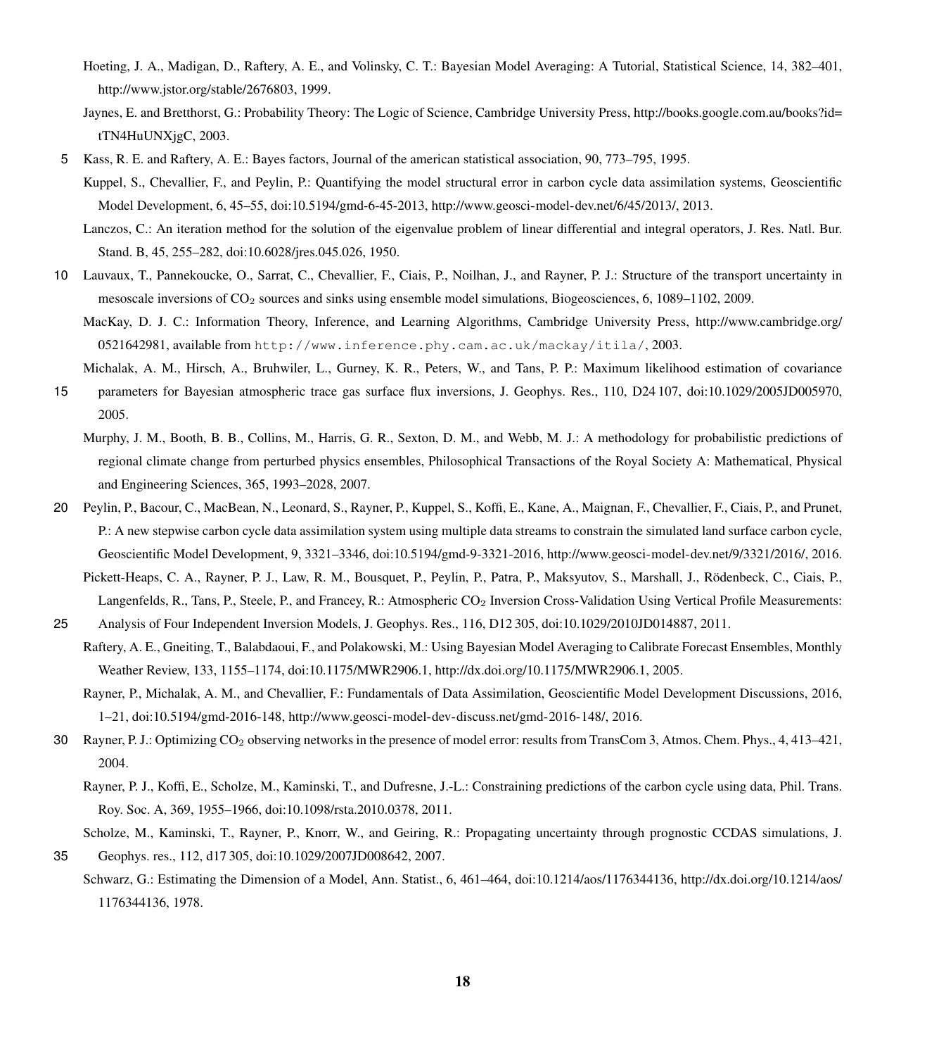Hoeting, J. A., Madigan, D., Raftery, A. E., and Volinsky, C. T.: Bayesian Model Averaging: A Tutorial, Statistical Science, 14, 382–401, http://www.jstor.org/stable/2676803, 1999.

Jaynes, E. and Bretthorst, G.: Probability Theory: The Logic of Science, Cambridge University Press, http://books.google.com.au/books?id=tTN4HuUNXjgC, 2003.

Kass, R. E. and Raftery, A. E.: Bayes factors, Journal of the american statistical association, 90, 773–795, 1995.

Kuppel, S., Chevallier, F., and Peylin, P.: Quantifying the model structural error in carbon cycle data assimilation systems, Geoscientific Model Development, 6, 45–55, doi:10.5194/gmd-6-45-2013, http://www.geosci-model-dev.net/6/45/2013/, 2013.

Lanczos, C.: An iteration method for the solution of the eigenvalue problem of linear differential and integral operators, J. Res. Natl. Bur. Stand. B, 45, 255–282, doi:10.6028/jres.045.026, 1950.

Lauvaux, T., Pannekoucke, O., Sarrat, C., Chevallier, F., Ciais, P., Noilhan, J., and Rayner, P. J.: Structure of the transport uncertainty in mesoscale inversions of $CO_2$ sources and sinks using ensemble model simulations, Biogeosciences, 6, 1089–1102, 2009.

MacKay, D. J. C.: Information Theory, Inference, and Learning Algorithms, Cambridge University Press, http://www.cambridge.org/0521642981, available from `http://www.inference.phy.cam.ac.uk/mackay/itila/`, 2003.

Michalak, A. M., Hirsch, A., Bruhwiler, L., Gurney, K. R., Peters, W., and Tans, P. P.: Maximum likelihood estimation of covariance parameters for Bayesian atmospheric trace gas surface flux inversions, J. Geophys. Res., 110, D24 107, doi:10.1029/2005JD005970, 2005.

Murphy, J. M., Booth, B. B., Collins, M., Harris, G. R., Sexton, D. M., and Webb, M. J.: A methodology for probabilistic predictions of regional climate change from perturbed physics ensembles, Philosophical Transactions of the Royal Society A: Mathematical, Physical and Engineering Sciences, 365, 1993–2028, 2007.

Peylin, P., Bacour, C., MacBean, N., Leonard, S., Rayner, P., Kuppel, S., Koffi, E., Kane, A., Maignan, F., Chevallier, F., Ciais, P., and Prunet, P.: A new stepwise carbon cycle data assimilation system using multiple data streams to constrain the simulated land surface carbon cycle, Geoscientific Model Development, 9, 3321–3346, doi:10.5194/gmd-9-3321-2016, http://www.geosci-model-dev.net/9/3321/2016/, 2016.

Pickett-Heaps, C. A., Rayner, P. J., Law, R. M., Bousquet, P., Peylin, P., Patra, P., Maksyutov, S., Marshall, J., Rödenbeck, C., Ciais, P., Langenfelds, R., Tans, P., Steele, P., and Francey, R.: Atmospheric $CO_2$ Inversion Cross-Validation Using Vertical Profile Measurements: Analysis of Four Independent Inversion Models, J. Geophys. Res., 116, D12 305, doi:10.1029/2010JD014887, 2011.

Raftery, A. E., Gneiting, T., Balabdaoui, F., and Polakowski, M.: Using Bayesian Model Averaging to Calibrate Forecast Ensembles, Monthly Weather Review, 133, 1155–1174, doi:10.1175/MWR2906.1, http://dx.doi.org/10.1175/MWR2906.1, 2005.

Rayner, P., Michalak, A. M., and Chevallier, F.: Fundamentals of Data Assimilation, Geoscientific Model Development Discussions, 2016, 1–21, doi:10.5194/gmd-2016-148, http://www.geosci-model-dev-discuss.net/gmd-2016-148/, 2016.

Rayner, P. J.: Optimizing $CO_2$ observing networks in the presence of model error: results from TransCom 3, Atmos. Chem. Phys., 4, 413–421, 2004.

Rayner, P. J., Koffi, E., Scholze, M., Kaminski, T., and Dufresne, J.-L.: Constraining predictions of the carbon cycle using data, Phil. Trans. Roy. Soc. A, 369, 1955–1966, doi:10.1098/rsta.2010.0378, 2011.

Scholze, M., Kaminski, T., Rayner, P., Knorr, W., and Geiring, R.: Propagating uncertainty through prognostic CCDAS simulations, J. Geophys. res., 112, d17 305, doi:10.1029/2007JD008642, 2007.

Schwarz, G.: Estimating the Dimension of a Model, Ann. Statist., 6, 461–464, doi:10.1214/aos/1176344136, http://dx.doi.org/10.1214/aos/1176344136, 1978.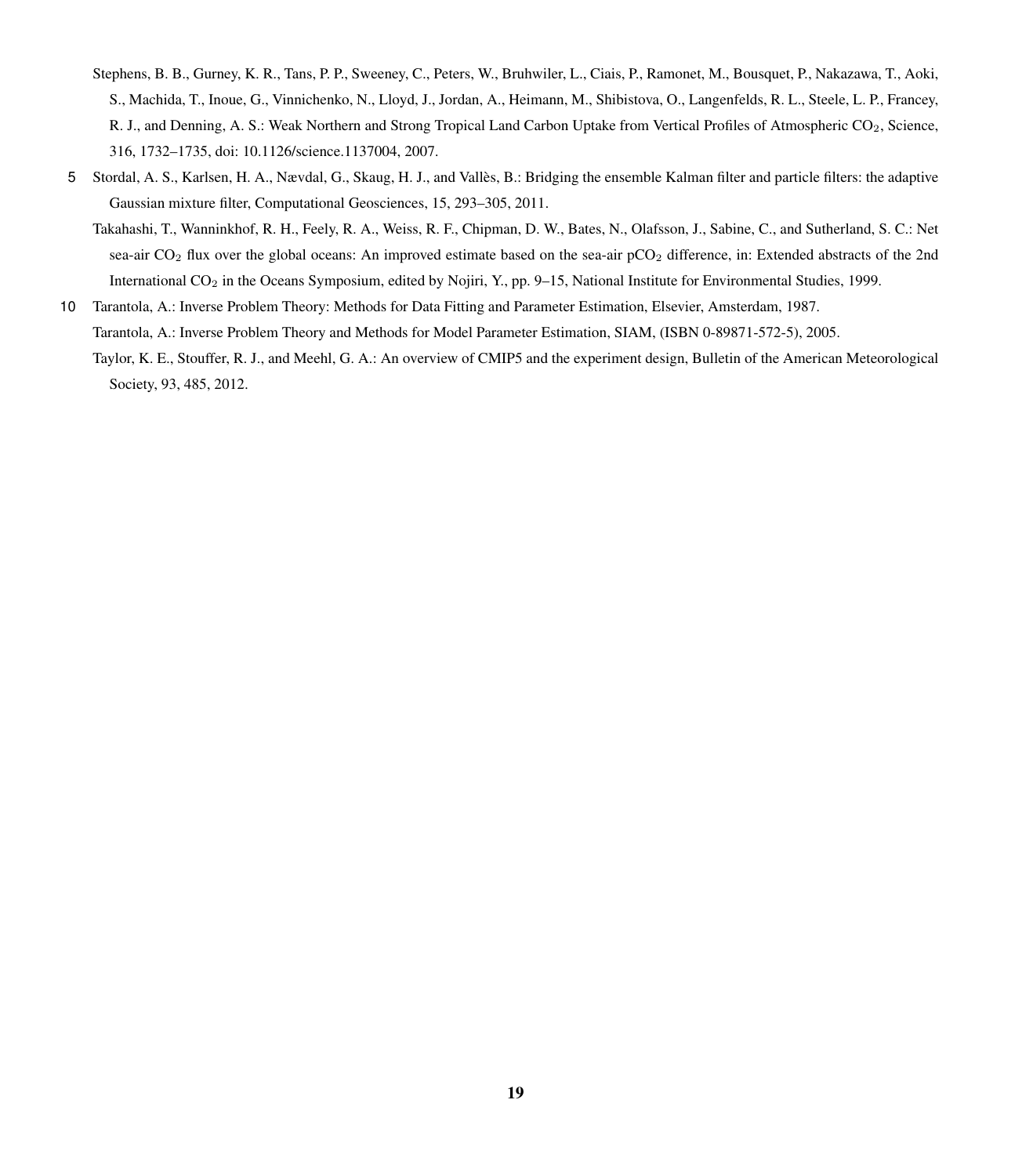Stephens, B. B., Gurney, K. R., Tans, P. P., Sweeney, C., Peters, W., Bruhwiler, L., Ciais, P., Ramonet, M., Bousquet, P., Nakazawa, T., Aoki, S., Machida, T., Inoue, G., Vinnichenko, N., Lloyd, J., Jordan, A., Heimann, M., Shibistova, O., Langenfelds, R. L., Steele, L. P., Francey, R. J., and Denning, A. S.: Weak Northern and Strong Tropical Land Carbon Uptake from Vertical Profiles of Atmospheric $CO_2$, Science, 316, 1732–1735, doi: 10.1126/science.1137004, 2007.

Stordal, A. S., Karlsen, H. A., Nævdal, G., Skaug, H. J., and Vallès, B.: Bridging the ensemble Kalman filter and particle filters: the adaptive Gaussian mixture filter, Computational Geosciences, 15, 293–305, 2011.

Takahashi, T., Wanninkhof, R. H., Feely, R. A., Weiss, R. F., Chipman, D. W., Bates, N., Olafsson, J., Sabine, C., and Sutherland, S. C.: Net sea-air $CO_2$ flux over the global oceans: An improved estimate based on the sea-air $pCO_2$ difference, in: Extended abstracts of the 2nd International $CO_2$ in the Oceans Symposium, edited by Nojiri, Y., pp. 9–15, National Institute for Environmental Studies, 1999.

Tarantola, A.: Inverse Problem Theory: Methods for Data Fitting and Parameter Estimation, Elsevier, Amsterdam, 1987.

Tarantola, A.: Inverse Problem Theory and Methods for Model Parameter Estimation, SIAM, (ISBN 0-89871-572-5), 2005.

Taylor, K. E., Stouffer, R. J., and Meehl, G. A.: An overview of CMIP5 and the experiment design, Bulletin of the American Meteorological Society, 93, 485, 2012.